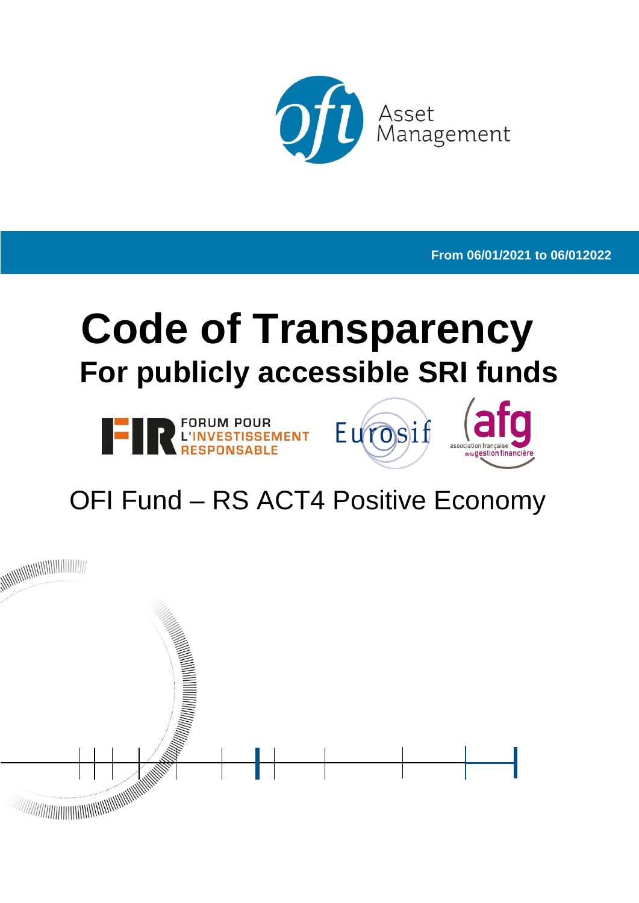Asset Management

From 06/01/2021 to 06/012022

# Code of Transparency

## For publicly accessible SRI funds

FORUM POUR L'INVESTISSEMENT RESPONSABLE

Eurosif

afg association française de la gestion financière

OFI Fund – RS ACT4 Positive Economy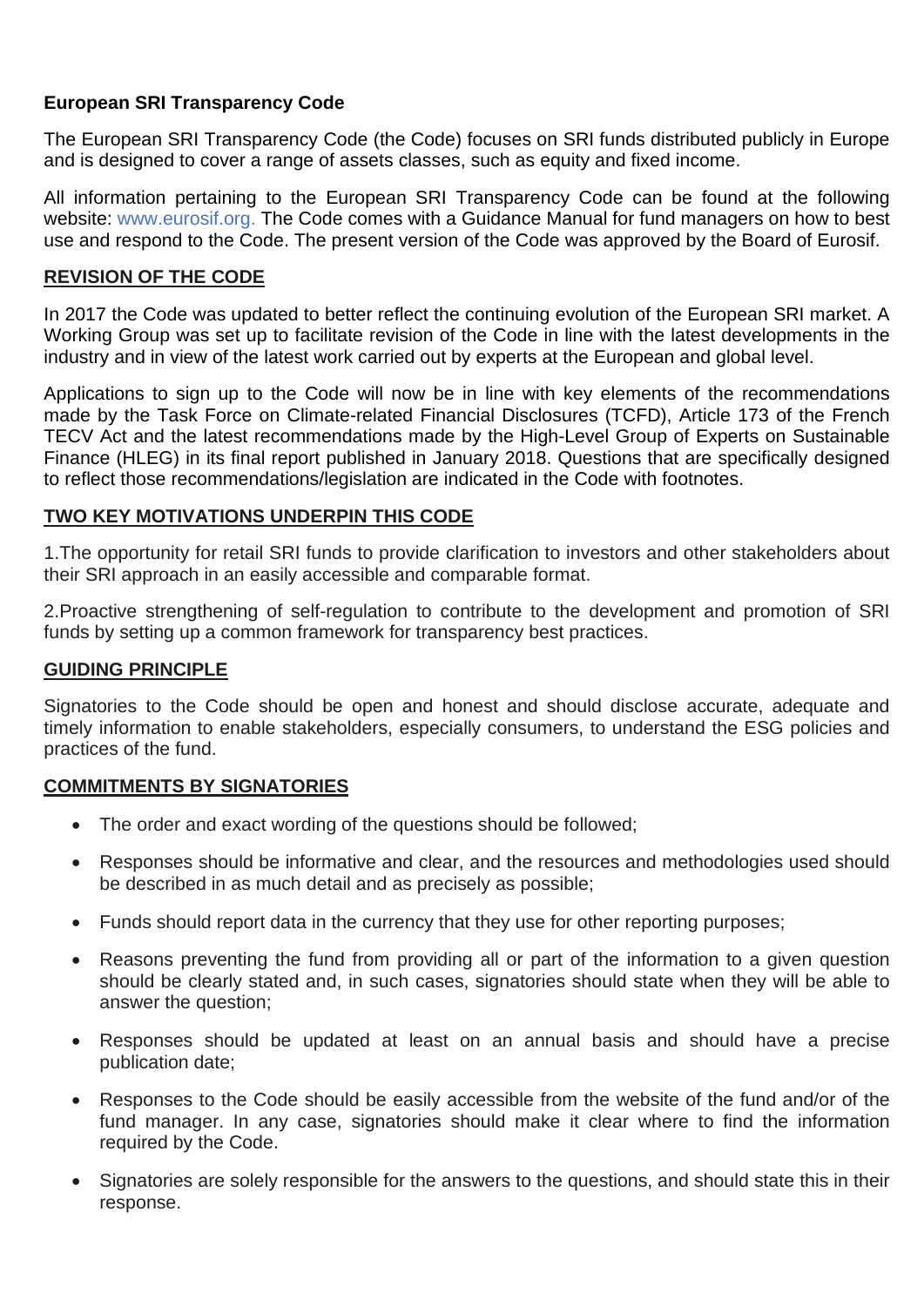## European SRI Transparency Code

The European SRI Transparency Code (the Code) focuses on SRI funds distributed publicly in Europe and is designed to cover a range of assets classes, such as equity and fixed income.

All information pertaining to the European SRI Transparency Code can be found at the following website: www.eurosif.org. The Code comes with a Guidance Manual for fund managers on how to best use and respond to the Code. The present version of the Code was approved by the Board of Eurosif.

### REVISION OF THE CODE

In 2017 the Code was updated to better reflect the continuing evolution of the European SRI market. A Working Group was set up to facilitate revision of the Code in line with the latest developments in the industry and in view of the latest work carried out by experts at the European and global level.

Applications to sign up to the Code will now be in line with key elements of the recommendations made by the Task Force on Climate-related Financial Disclosures (TCFD), Article 173 of the French TECV Act and the latest recommendations made by the High-Level Group of Experts on Sustainable Finance (HLEG) in its final report published in January 2018. Questions that are specifically designed to reflect those recommendations/legislation are indicated in the Code with footnotes.

### TWO KEY MOTIVATIONS UNDERPIN THIS CODE

1.The opportunity for retail SRI funds to provide clarification to investors and other stakeholders about their SRI approach in an easily accessible and comparable format.

2.Proactive strengthening of self-regulation to contribute to the development and promotion of SRI funds by setting up a common framework for transparency best practices.

### GUIDING PRINCIPLE

Signatories to the Code should be open and honest and should disclose accurate, adequate and timely information to enable stakeholders, especially consumers, to understand the ESG policies and practices of the fund.

### COMMITMENTS BY SIGNATORIES

- The order and exact wording of the questions should be followed;
- Responses should be informative and clear, and the resources and methodologies used should be described in as much detail and as precisely as possible;
- Funds should report data in the currency that they use for other reporting purposes;
- Reasons preventing the fund from providing all or part of the information to a given question should be clearly stated and, in such cases, signatories should state when they will be able to answer the question;
- Responses should be updated at least on an annual basis and should have a precise publication date;
- Responses to the Code should be easily accessible from the website of the fund and/or of the fund manager. In any case, signatories should make it clear where to find the information required by the Code.
- Signatories are solely responsible for the answers to the questions, and should state this in their response.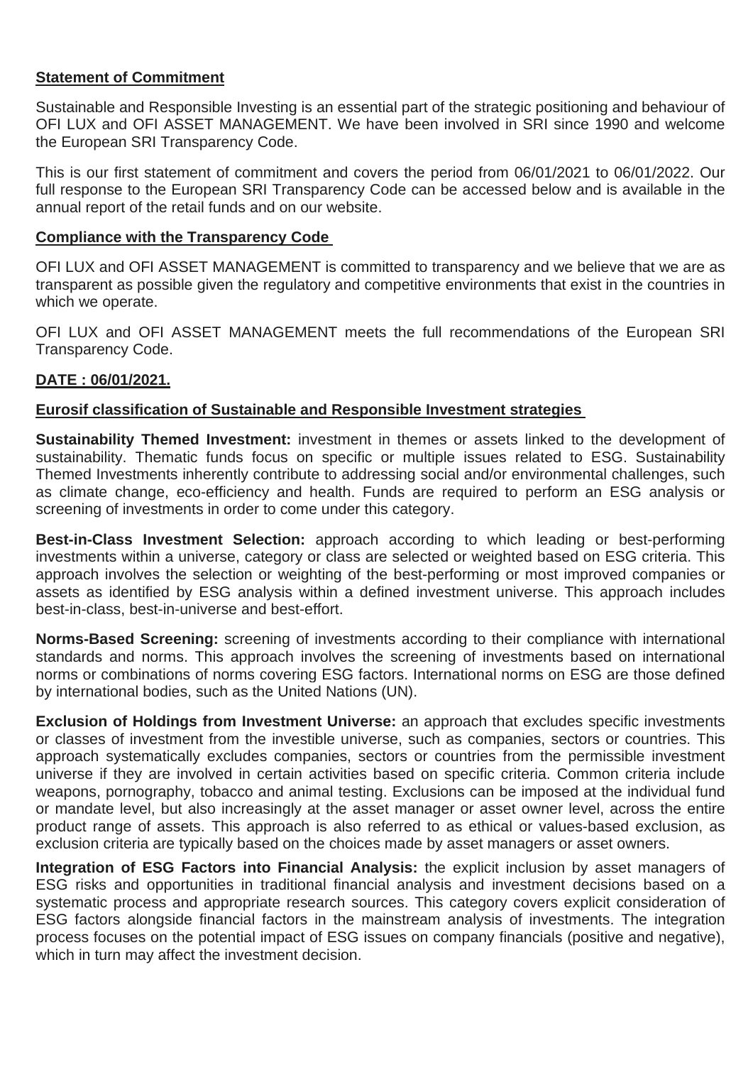## Statement of Commitment

Sustainable and Responsible Investing is an essential part of the strategic positioning and behaviour of OFI LUX and OFI ASSET MANAGEMENT. We have been involved in SRI since 1990 and welcome the European SRI Transparency Code.

This is our first statement of commitment and covers the period from 06/01/2021 to 06/01/2022. Our full response to the European SRI Transparency Code can be accessed below and is available in the annual report of the retail funds and on our website.

## Compliance with the Transparency Code

OFI LUX and OFI ASSET MANAGEMENT is committed to transparency and we believe that we are as transparent as possible given the regulatory and competitive environments that exist in the countries in which we operate.

OFI LUX and OFI ASSET MANAGEMENT meets the full recommendations of the European SRI Transparency Code.

**DATE : 06/01/2021.**

## Eurosif classification of Sustainable and Responsible Investment strategies

**Sustainability Themed Investment:** investment in themes or assets linked to the development of sustainability. Thematic funds focus on specific or multiple issues related to ESG. Sustainability Themed Investments inherently contribute to addressing social and/or environmental challenges, such as climate change, eco-efficiency and health. Funds are required to perform an ESG analysis or screening of investments in order to come under this category.

**Best-in-Class Investment Selection:** approach according to which leading or best-performing investments within a universe, category or class are selected or weighted based on ESG criteria. This approach involves the selection or weighting of the best-performing or most improved companies or assets as identified by ESG analysis within a defined investment universe. This approach includes best-in-class, best-in-universe and best-effort.

**Norms-Based Screening:** screening of investments according to their compliance with international standards and norms. This approach involves the screening of investments based on international norms or combinations of norms covering ESG factors. International norms on ESG are those defined by international bodies, such as the United Nations (UN).

**Exclusion of Holdings from Investment Universe:** an approach that excludes specific investments or classes of investment from the investible universe, such as companies, sectors or countries. This approach systematically excludes companies, sectors or countries from the permissible investment universe if they are involved in certain activities based on specific criteria. Common criteria include weapons, pornography, tobacco and animal testing. Exclusions can be imposed at the individual fund or mandate level, but also increasingly at the asset manager or asset owner level, across the entire product range of assets. This approach is also referred to as ethical or values-based exclusion, as exclusion criteria are typically based on the choices made by asset managers or asset owners.

**Integration of ESG Factors into Financial Analysis:** the explicit inclusion by asset managers of ESG risks and opportunities in traditional financial analysis and investment decisions based on a systematic process and appropriate research sources. This category covers explicit consideration of ESG factors alongside financial factors in the mainstream analysis of investments. The integration process focuses on the potential impact of ESG issues on company financials (positive and negative), which in turn may affect the investment decision.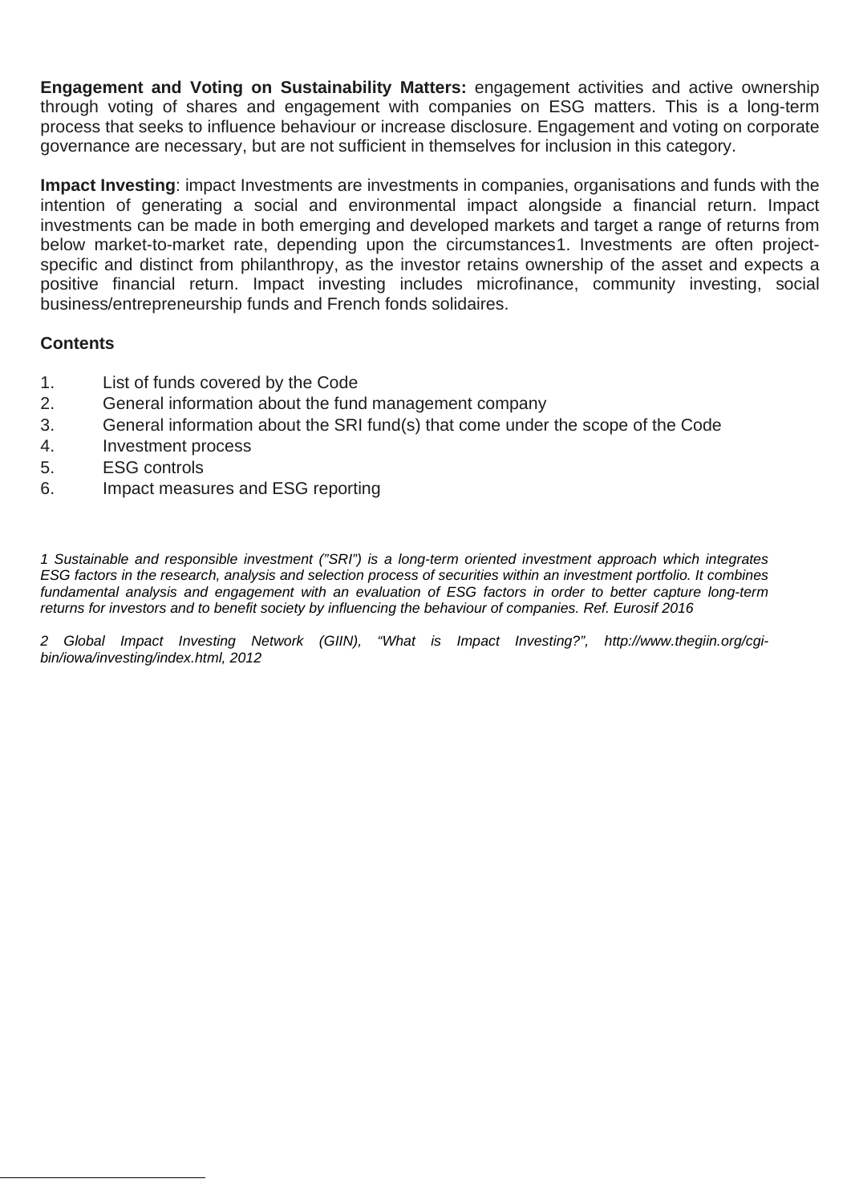**Engagement and Voting on Sustainability Matters:** engagement activities and active ownership through voting of shares and engagement with companies on ESG matters. This is a long-term process that seeks to influence behaviour or increase disclosure. Engagement and voting on corporate governance are necessary, but are not sufficient in themselves for inclusion in this category.

**Impact Investing**: impact Investments are investments in companies, organisations and funds with the intention of generating a social and environmental impact alongside a financial return. Impact investments can be made in both emerging and developed markets and target a range of returns from below market-to-market rate, depending upon the circumstances1. Investments are often project-specific and distinct from philanthropy, as the investor retains ownership of the asset and expects a positive financial return. Impact investing includes microfinance, community investing, social business/entrepreneurship funds and French fonds solidaires.

**Contents**

1. List of funds covered by the Code
2. General information about the fund management company
3. General information about the SRI fund(s) that come under the scope of the Code
4. Investment process
5. ESG controls
6. Impact measures and ESG reporting

*1 Sustainable and responsible investment ("SRI") is a long-term oriented investment approach which integrates ESG factors in the research, analysis and selection process of securities within an investment portfolio. It combines fundamental analysis and engagement with an evaluation of ESG factors in order to better capture long-term returns for investors and to benefit society by influencing the behaviour of companies. Ref. Eurosif 2016*

*2 Global Impact Investing Network (GIIN), "What is Impact Investing?", http://www.thegiin.org/cgi-bin/iowa/investing/index.html, 2012*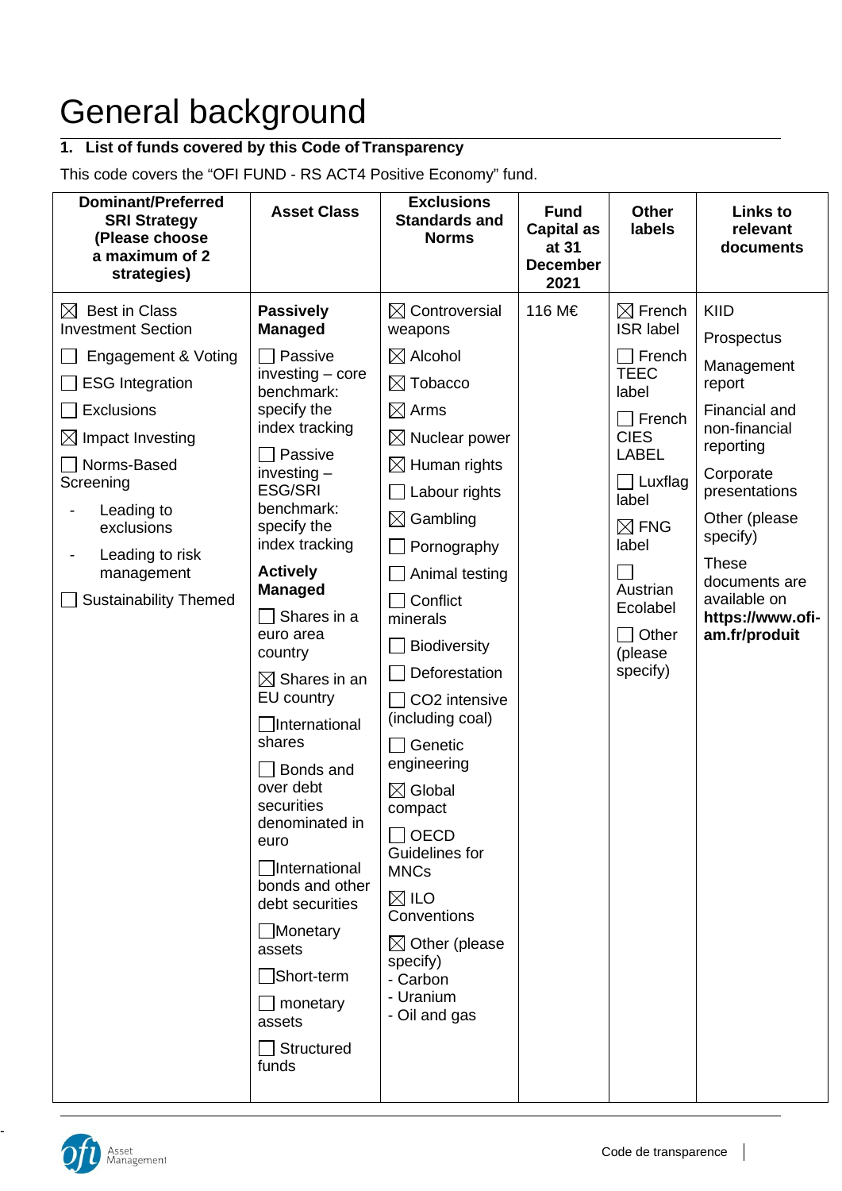# General background

## 1. List of funds covered by this Code of Transparency

This code covers the “OFI FUND - RS ACT4 Positive Economy” fund.

| Dominant/Preferred SRI Strategy (Please choose a maximum of 2 strategies) | Asset Class | Exclusions Standards and Norms | Fund Capital as at 31 December 2021 | Other labels | Links to relevant documents |
|---|---|---|---|---|---|
| ☒ Best in Class Investment Section<br>☐ Engagement & Voting<br>☐ ESG Integration<br>☐ Exclusions<br>☒ Impact Investing<br>☐ Norms-Based Screening<br>- Leading to exclusions<br>- Leading to risk management<br>☐ Sustainability Themed | **Passively Managed**<br>☐ Passive investing – core benchmark: specify the index tracking<br>☐ Passive investing – ESG/SRI benchmark: specify the index tracking<br>**Actively Managed**<br>☐ Shares in a euro area country<br>☒ Shares in an EU country<br>☐International shares<br>☐ Bonds and over debt securities denominated in euro<br>☐International bonds and other debt securities<br>☐Monetary assets<br>☐Short-term<br>☐ monetary assets<br>☐ Structured funds | ☒ Controversial weapons<br>☒ Alcohol<br>☒ Tobacco<br>☒ Arms<br>☒ Nuclear power<br>☒ Human rights<br>☐ Labour rights<br>☒ Gambling<br>☐ Pornography<br>☐ Animal testing<br>☐ Conflict minerals<br>☐ Biodiversity<br>☐ Deforestation<br>☐ CO2 intensive (including coal)<br>☐ Genetic engineering<br>☒ Global compact<br>☐ OECD Guidelines for MNCs<br>☒ ILO Conventions<br>☒ Other (please specify)<br>- Carbon<br>- Uranium<br>- Oil and gas | 116 M€ | ☒ French ISR label<br>☐ French TEEC label<br>☐ French CIES LABEL<br>☐ Luxflag label<br>☒ FNG label<br>☐ Austrian Ecolabel<br>☐ Other (please specify) | KIID<br>Prospectus<br>Management report<br>Financial and non-financial reporting<br>Corporate presentations<br>Other (please specify)<br>These documents are available on **https://www.ofi-am.fr/produit** |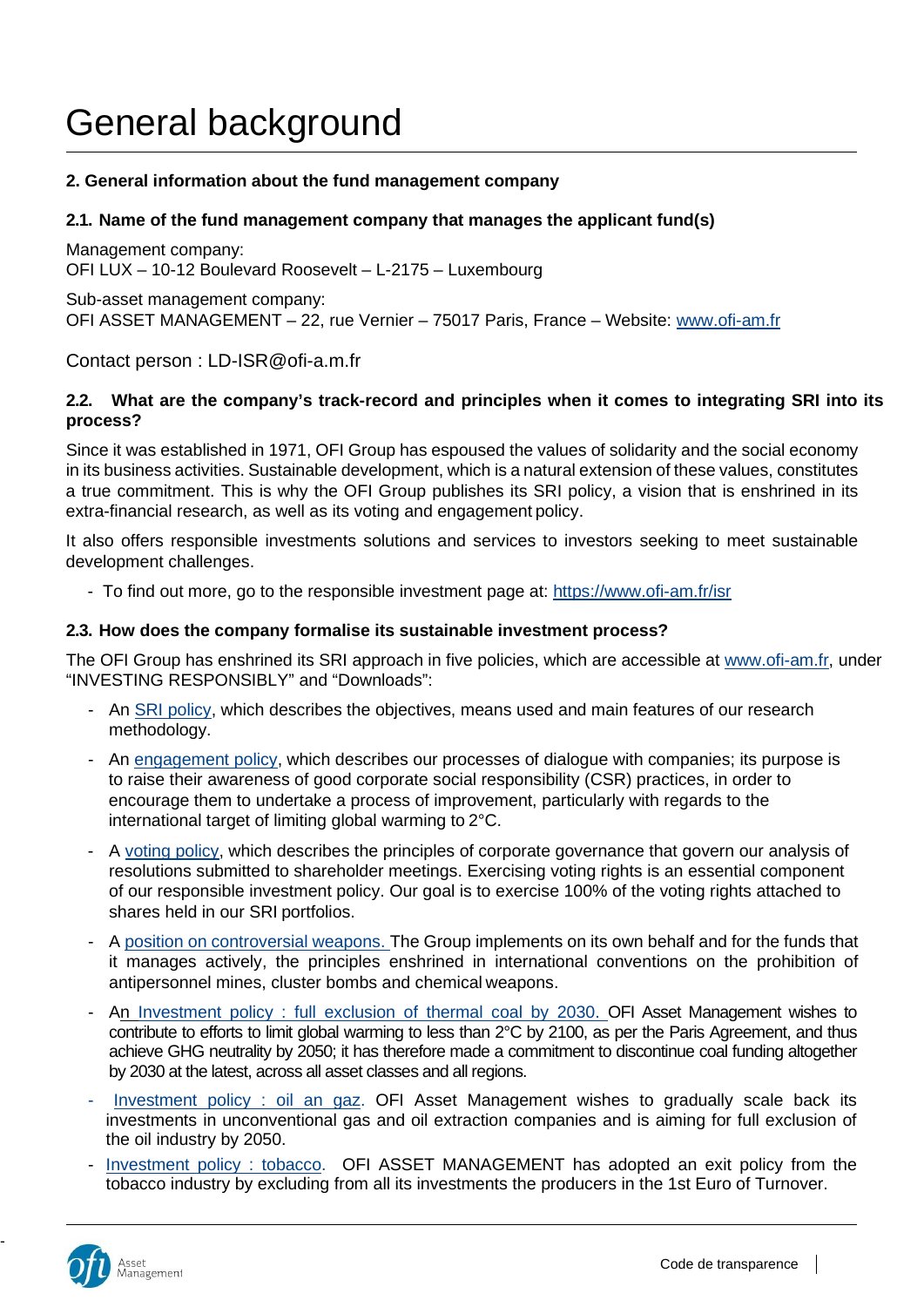# General background

### 2. General information about the fund management company

#### 2.1. Name of the fund management company that manages the applicant fund(s)

Management company:
OFI LUX – 10-12 Boulevard Roosevelt – L-2175 – Luxembourg

Sub-asset management company:
OFI ASSET MANAGEMENT – 22, rue Vernier – 75017 Paris, France – Website: www.ofi-am.fr

Contact person : LD-ISR@ofi-a.m.fr

#### 2.2. What are the company's track-record and principles when it comes to integrating SRI into its process?

Since it was established in 1971, OFI Group has espoused the values of solidarity and the social economy in its business activities. Sustainable development, which is a natural extension of these values, constitutes a true commitment. This is why the OFI Group publishes its SRI policy, a vision that is enshrined in its extra-financial research, as well as its voting and engagement policy.

It also offers responsible investments solutions and services to investors seeking to meet sustainable development challenges.

- To find out more, go to the responsible investment page at: https://www.ofi-am.fr/isr

#### 2.3. How does the company formalise its sustainable investment process?

The OFI Group has enshrined its SRI approach in five policies, which are accessible at www.ofi-am.fr, under "INVESTING RESPONSIBLY" and "Downloads":

- An SRI policy, which describes the objectives, means used and main features of our research methodology.
- An engagement policy, which describes our processes of dialogue with companies; its purpose is to raise their awareness of good corporate social responsibility (CSR) practices, in order to encourage them to undertake a process of improvement, particularly with regards to the international target of limiting global warming to 2°C.
- A voting policy, which describes the principles of corporate governance that govern our analysis of resolutions submitted to shareholder meetings. Exercising voting rights is an essential component of our responsible investment policy. Our goal is to exercise 100% of the voting rights attached to shares held in our SRI portfolios.
- A position on controversial weapons. The Group implements on its own behalf and for the funds that it manages actively, the principles enshrined in international conventions on the prohibition of antipersonnel mines, cluster bombs and chemical weapons.
- An Investment policy : full exclusion of thermal coal by 2030. OFI Asset Management wishes to contribute to efforts to limit global warming to less than 2°C by 2100, as per the Paris Agreement, and thus achieve GHG neutrality by 2050; it has therefore made a commitment to discontinue coal funding altogether by 2030 at the latest, across all asset classes and all regions.
- Investment policy : oil an gaz. OFI Asset Management wishes to gradually scale back its investments in unconventional gas and oil extraction companies and is aiming for full exclusion of the oil industry by 2050.
- Investment policy : tobacco. OFI ASSET MANAGEMENT has adopted an exit policy from the tobacco industry by excluding from all its investments the producers in the 1st Euro of Turnover.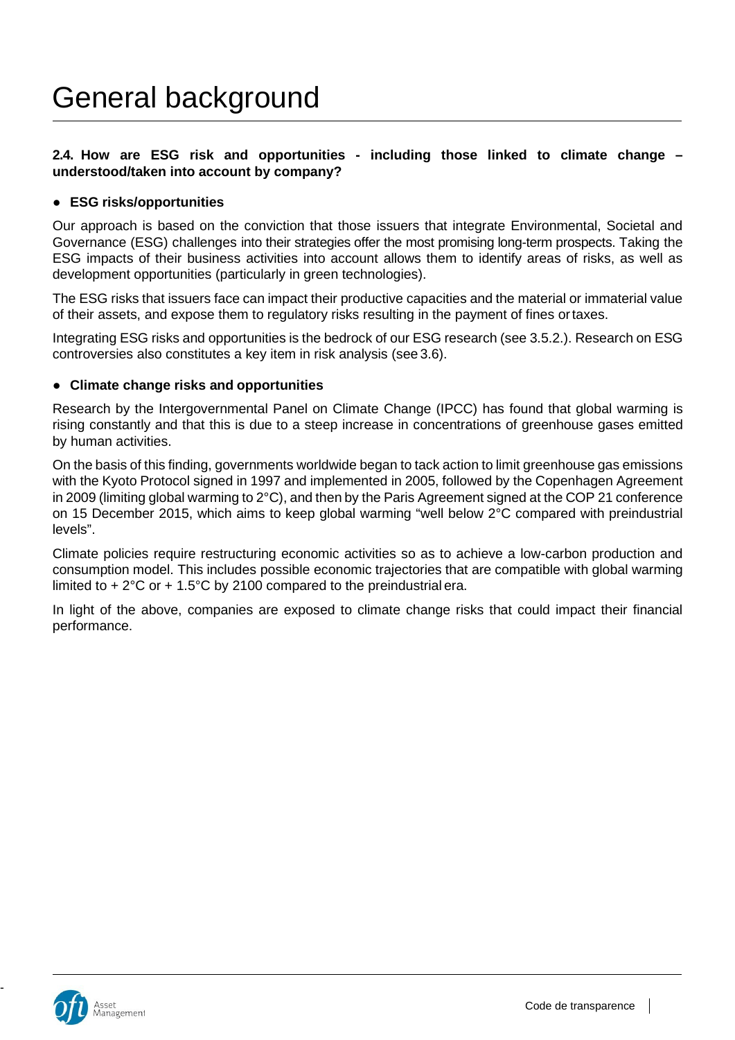# General background

**2.4. How are ESG risk and opportunities - including those linked to climate change – understood/taken into account by company?**

- **ESG risks/opportunities**

Our approach is based on the conviction that those issuers that integrate Environmental, Societal and Governance (ESG) challenges into their strategies offer the most promising long-term prospects. Taking the ESG impacts of their business activities into account allows them to identify areas of risks, as well as development opportunities (particularly in green technologies).

The ESG risks that issuers face can impact their productive capacities and the material or immaterial value of their assets, and expose them to regulatory risks resulting in the payment of fines or taxes.

Integrating ESG risks and opportunities is the bedrock of our ESG research (see 3.5.2.). Research on ESG controversies also constitutes a key item in risk analysis (see 3.6).

- **Climate change risks and opportunities**

Research by the Intergovernmental Panel on Climate Change (IPCC) has found that global warming is rising constantly and that this is due to a steep increase in concentrations of greenhouse gases emitted by human activities.

On the basis of this finding, governments worldwide began to tack action to limit greenhouse gas emissions with the Kyoto Protocol signed in 1997 and implemented in 2005, followed by the Copenhagen Agreement in 2009 (limiting global warming to 2°C), and then by the Paris Agreement signed at the COP 21 conference on 15 December 2015, which aims to keep global warming “well below 2°C compared with preindustrial levels”.

Climate policies require restructuring economic activities so as to achieve a low-carbon production and consumption model. This includes possible economic trajectories that are compatible with global warming limited to + 2°C or + 1.5°C by 2100 compared to the preindustrial era.

In light of the above, companies are exposed to climate change risks that could impact their financial performance.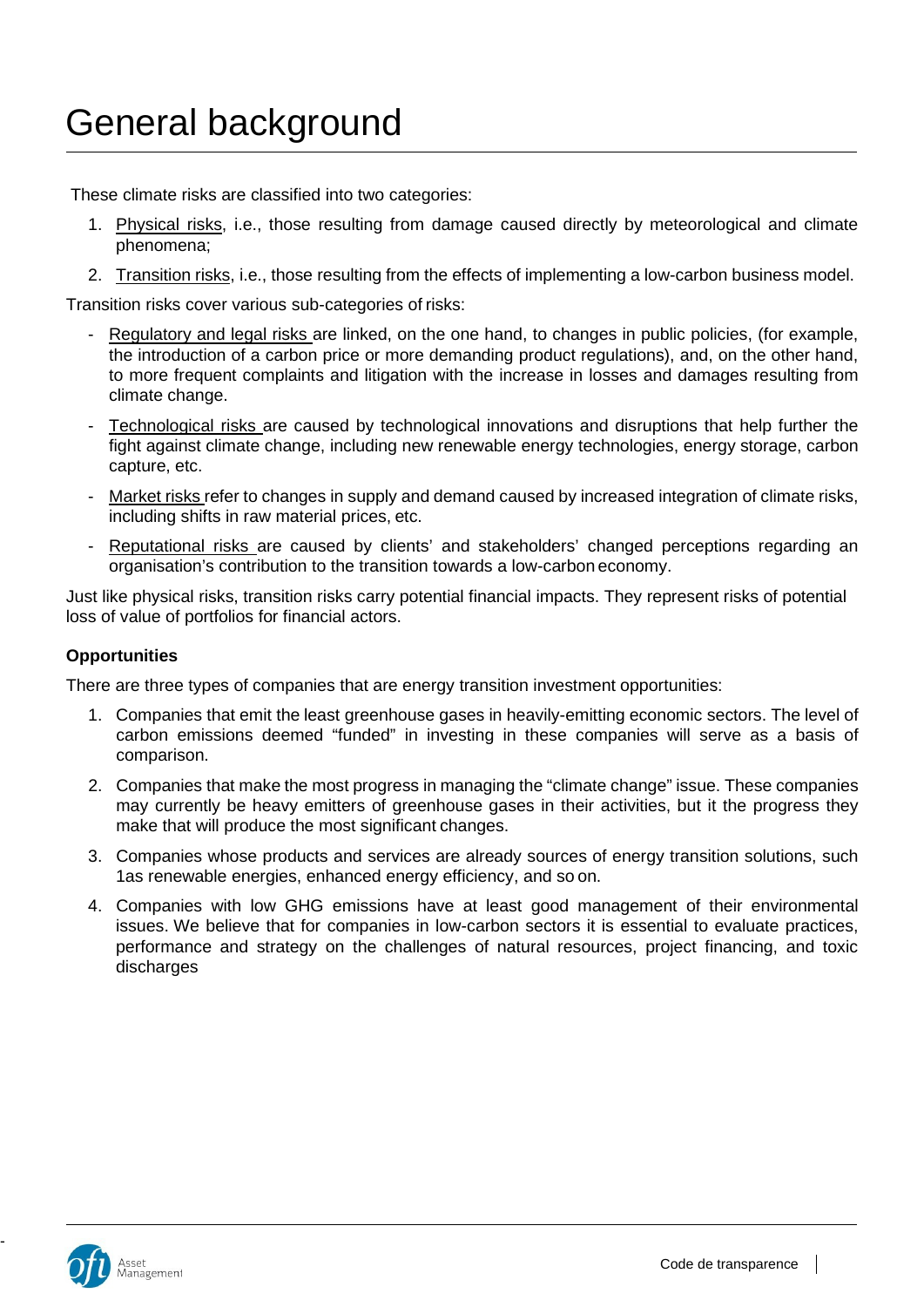# General background

These climate risks are classified into two categories:

1. Physical risks, i.e., those resulting from damage caused directly by meteorological and climate phenomena;
2. Transition risks, i.e., those resulting from the effects of implementing a low-carbon business model.

Transition risks cover various sub-categories of risks:

- Regulatory and legal risks are linked, on the one hand, to changes in public policies, (for example, the introduction of a carbon price or more demanding product regulations), and, on the other hand, to more frequent complaints and litigation with the increase in losses and damages resulting from climate change.
- Technological risks are caused by technological innovations and disruptions that help further the fight against climate change, including new renewable energy technologies, energy storage, carbon capture, etc.
- Market risks refer to changes in supply and demand caused by increased integration of climate risks, including shifts in raw material prices, etc.
- Reputational risks are caused by clients' and stakeholders' changed perceptions regarding an organisation's contribution to the transition towards a low-carbon economy.

Just like physical risks, transition risks carry potential financial impacts. They represent risks of potential loss of value of portfolios for financial actors.

**Opportunities**

There are three types of companies that are energy transition investment opportunities:

1. Companies that emit the least greenhouse gases in heavily-emitting economic sectors. The level of carbon emissions deemed "funded" in investing in these companies will serve as a basis of comparison.
2. Companies that make the most progress in managing the "climate change" issue. These companies may currently be heavy emitters of greenhouse gases in their activities, but it the progress they make that will produce the most significant changes.
3. Companies whose products and services are already sources of energy transition solutions, such 1as renewable energies, enhanced energy efficiency, and so on.
4. Companies with low GHG emissions have at least good management of their environmental issues. We believe that for companies in low-carbon sectors it is essential to evaluate practices, performance and strategy on the challenges of natural resources, project financing, and toxic discharges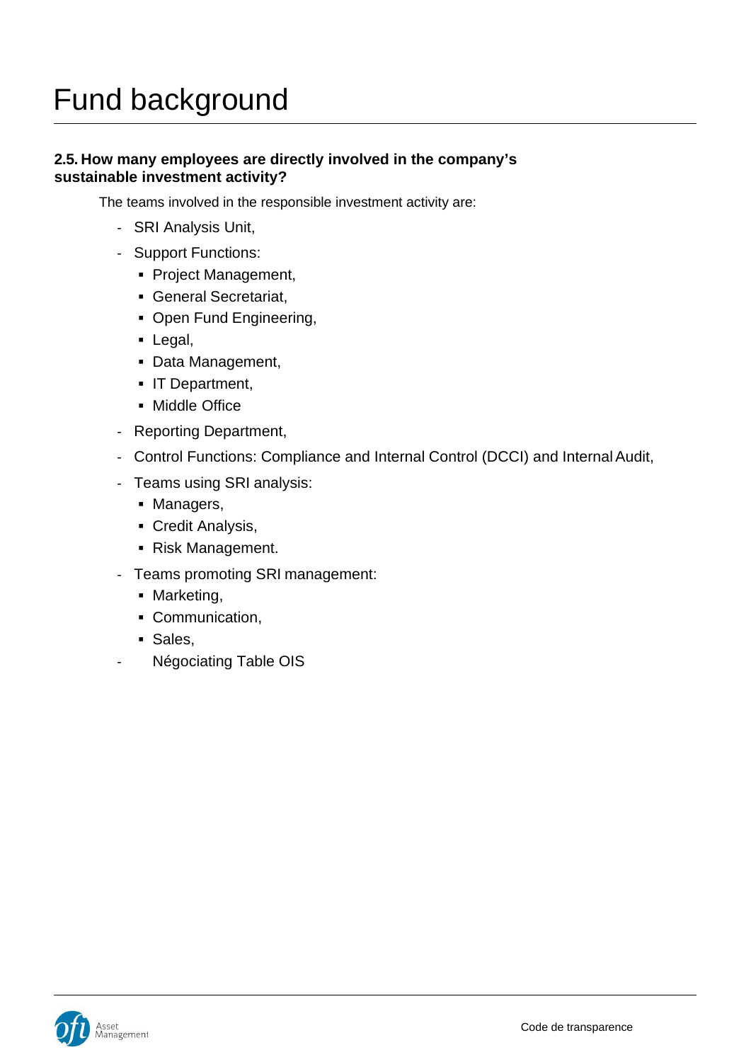# Fund background

**2.5. How many employees are directly involved in the company's sustainable investment activity?**

The teams involved in the responsible investment activity are:

- SRI Analysis Unit,
- Support Functions:
  - Project Management,
  - General Secretariat,
  - Open Fund Engineering,
  - Legal,
  - Data Management,
  - IT Department,
  - Middle Office
- Reporting Department,
- Control Functions: Compliance and Internal Control (DCCI) and Internal Audit,
- Teams using SRI analysis:
  - Managers,
  - Credit Analysis,
  - Risk Management.
- Teams promoting SRI management:
  - Marketing,
  - Communication,
  - Sales,
- Négociating Table OIS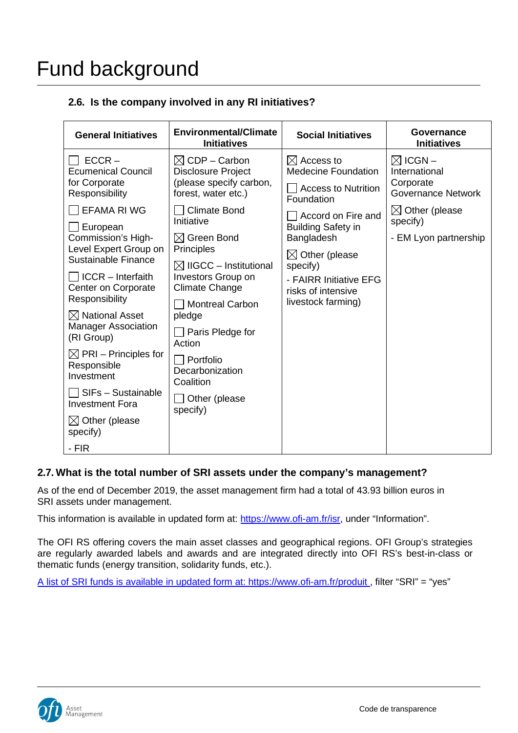# Fund background

### 2.6. Is the company involved in any RI initiatives?

| General Initiatives | Environmental/Climate Initiatives | Social Initiatives | Governance Initiatives |
|---|---|---|---|
| ☐ ECCR – Ecumenical Council for Corporate Responsibility<br>☐ EFAMA RI WG<br>☐ European Commission's High-Level Expert Group on Sustainable Finance<br>☐ ICCR – Interfaith Center on Corporate Responsibility<br>☒ National Asset Manager Association (RI Group)<br>☒ PRI – Principles for Responsible Investment<br>☐ SIFs – Sustainable Investment Fora<br>☒ Other (please specify)<br>- FIR | ☒ CDP – Carbon Disclosure Project (please specify carbon, forest, water etc.)<br>☐ Climate Bond Initiative<br>☒ Green Bond Principles<br>☒ IIGCC – Institutional Investors Group on Climate Change<br>☐ Montreal Carbon pledge<br>☐ Paris Pledge for Action<br>☐ Portfolio Decarbonization Coalition<br>☐ Other (please specify) | ☒ Access to Medecine Foundation<br>☐ Access to Nutrition Foundation<br>☐ Accord on Fire and Building Safety in Bangladesh<br>☒ Other (please specify)<br>- FAIRR Initiative EFG risks of intensive livestock farming) | ☒ ICGN – International Corporate Governance Network<br>☒ Other (please specify)<br>- EM Lyon partnership |

### 2.7. What is the total number of SRI assets under the company's management?

As of the end of December 2019, the asset management firm had a total of 43.93 billion euros in SRI assets under management.

This information is available in updated form at: [https://www.ofi-am.fr/isr](https://www.ofi-am.fr/isr), under "Information".

The OFI RS offering covers the main asset classes and geographical regions. OFI Group's strategies are regularly awarded labels and awards and are integrated directly into OFI RS's best-in-class or thematic funds (energy transition, solidarity funds, etc.).

[A list of SRI funds is available in updated form at: https://www.ofi-am.fr/produit](https://www.ofi-am.fr/produit), filter "SRI" = "yes"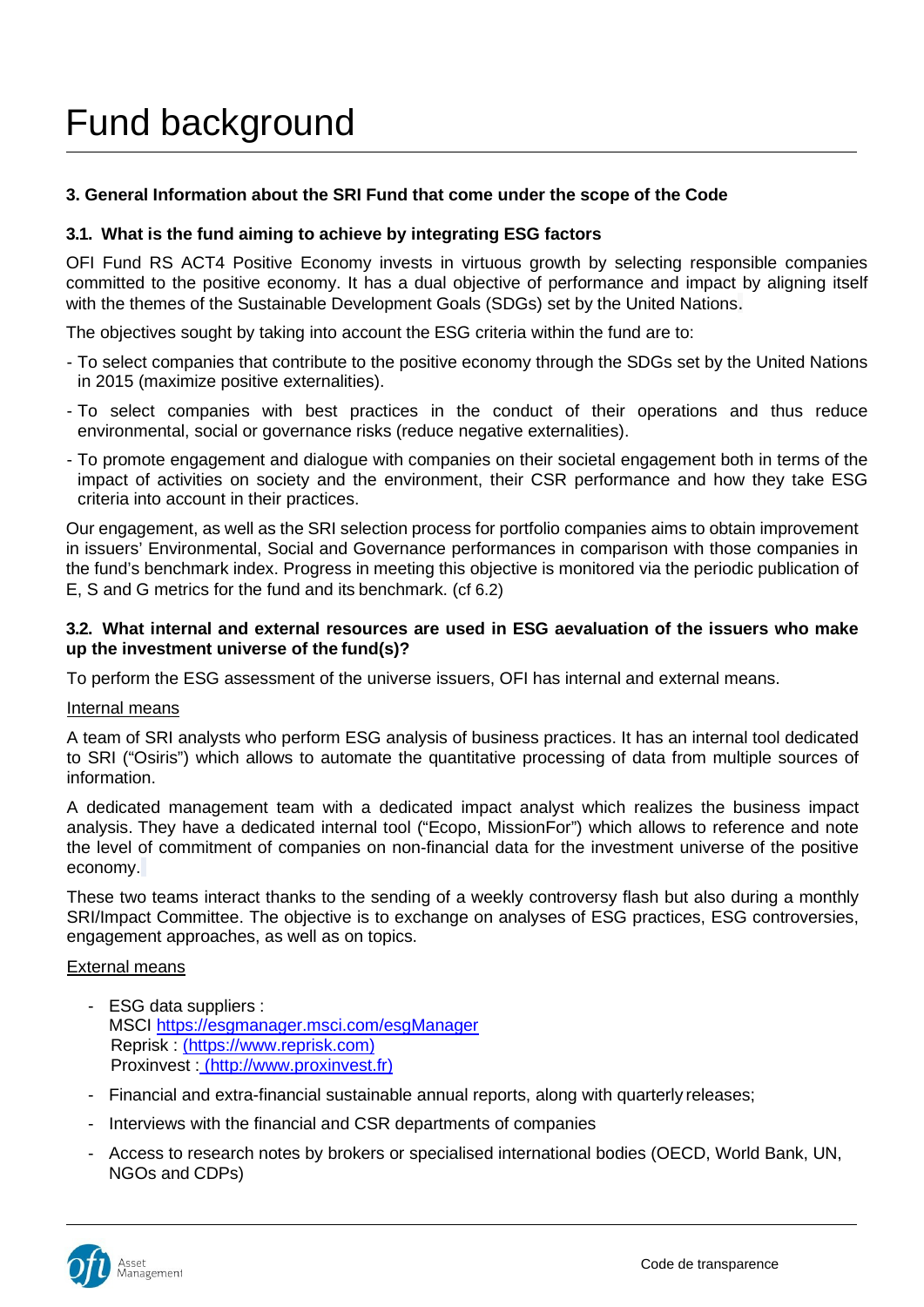# Fund background

**3. General Information about the SRI Fund that come under the scope of the Code**

**3.1. What is the fund aiming to achieve by integrating ESG factors**

OFI Fund RS ACT4 Positive Economy invests in virtuous growth by selecting responsible companies committed to the positive economy. It has a dual objective of performance and impact by aligning itself with the themes of the Sustainable Development Goals (SDGs) set by the United Nations.

The objectives sought by taking into account the ESG criteria within the fund are to:

- To select companies that contribute to the positive economy through the SDGs set by the United Nations in 2015 (maximize positive externalities).
- To select companies with best practices in the conduct of their operations and thus reduce environmental, social or governance risks (reduce negative externalities).
- To promote engagement and dialogue with companies on their societal engagement both in terms of the impact of activities on society and the environment, their CSR performance and how they take ESG criteria into account in their practices.

Our engagement, as well as the SRI selection process for portfolio companies aims to obtain improvement in issuers' Environmental, Social and Governance performances in comparison with those companies in the fund's benchmark index. Progress in meeting this objective is monitored via the periodic publication of E, S and G metrics for the fund and its benchmark. (cf 6.2)

**3.2. What internal and external resources are used in ESG aevaluation of the issuers who make up the investment universe of the fund(s)?**

To perform the ESG assessment of the universe issuers, OFI has internal and external means.

Internal means

A team of SRI analysts who perform ESG analysis of business practices. It has an internal tool dedicated to SRI ("Osiris") which allows to automate the quantitative processing of data from multiple sources of information.

A dedicated management team with a dedicated impact analyst which realizes the business impact analysis. They have a dedicated internal tool ("Ecopo, MissionFor") which allows to reference and note the level of commitment of companies on non-financial data for the investment universe of the positive economy.

These two teams interact thanks to the sending of a weekly controversy flash but also during a monthly SRI/Impact Committee. The objective is to exchange on analyses of ESG practices, ESG controversies, engagement approaches, as well as on topics.

External means

- ESG data suppliers :
  MSCI https://esgmanager.msci.com/esgManager
  Reprisk : (https://www.reprisk.com)
  Proxinvest : (http://www.proxinvest.fr)
- Financial and extra-financial sustainable annual reports, along with quarterly releases;
- Interviews with the financial and CSR departments of companies
- Access to research notes by brokers or specialised international bodies (OECD, World Bank, UN, NGOs and CDPs)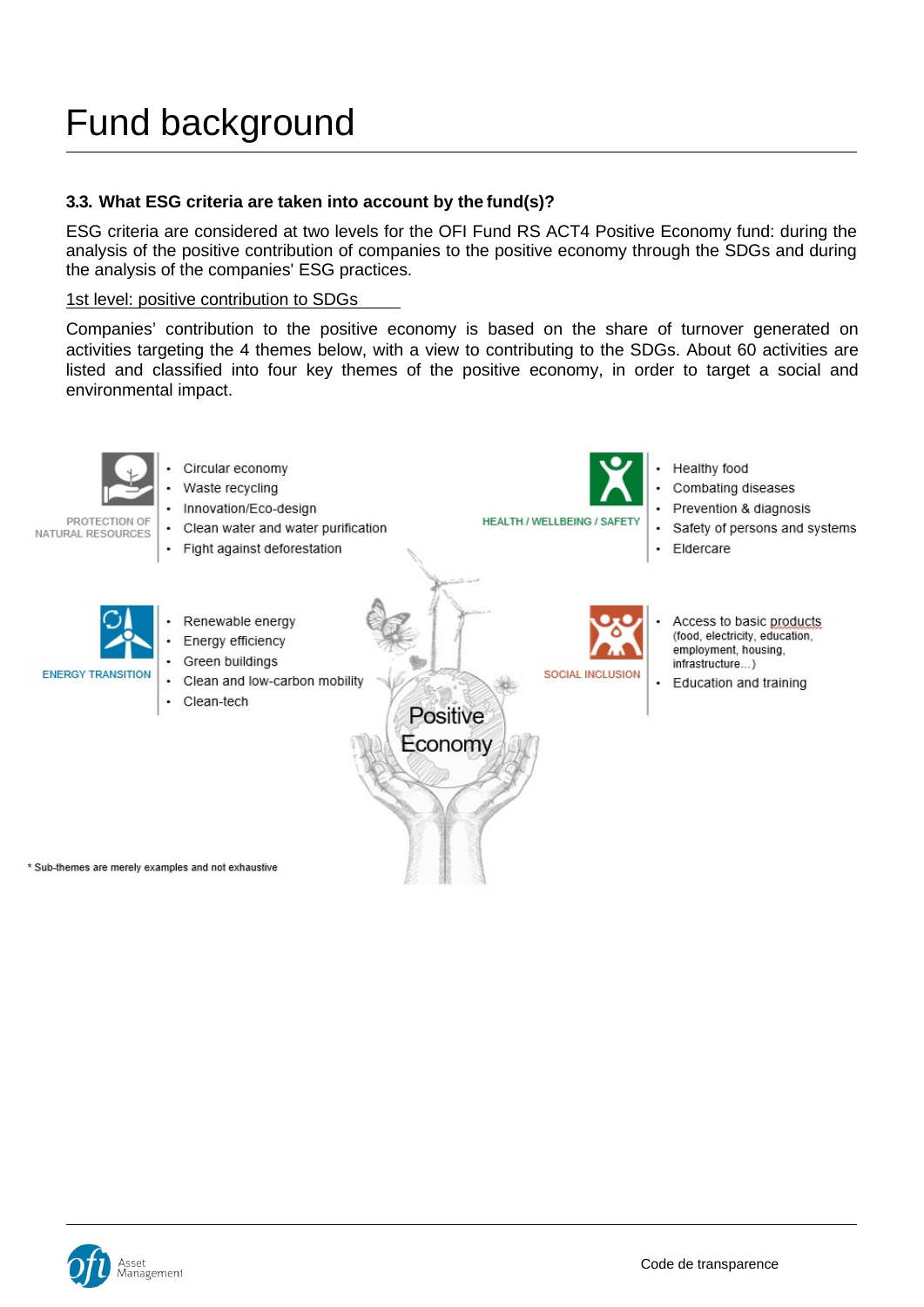# Fund background

### 3.3. What ESG criteria are taken into account by the fund(s)?

ESG criteria are considered at two levels for the OFI Fund RS ACT4 Positive Economy fund: during the analysis of the positive contribution of companies to the positive economy through the SDGs and during the analysis of the companies' ESG practices.

1st level: positive contribution to SDGs

Companies' contribution to the positive economy is based on the share of turnover generated on activities targeting the 4 themes below, with a view to contributing to the SDGs. About 60 activities are listed and classified into four key themes of the positive economy, in order to target a social and environmental impact.

**PROTECTION OF NATURAL RESOURCES**

- Circular economy
- Waste recycling
- Innovation/Eco-design
- Clean water and water purification
- Fight against deforestation

**HEALTH / WELLBEING / SAFETY**

- Healthy food
- Combating diseases
- Prevention & diagnosis
- Safety of persons and systems
- Eldercare

**ENERGY TRANSITION**

- Renewable energy
- Energy efficiency
- Green buildings
- Clean and low-carbon mobility
- Clean-tech

**SOCIAL INCLUSION**

- Access to basic products (food, electricity, education, employment, housing, infrastructure…)
- Education and training

Positive Economy

\* Sub-themes are merely examples and not exhaustive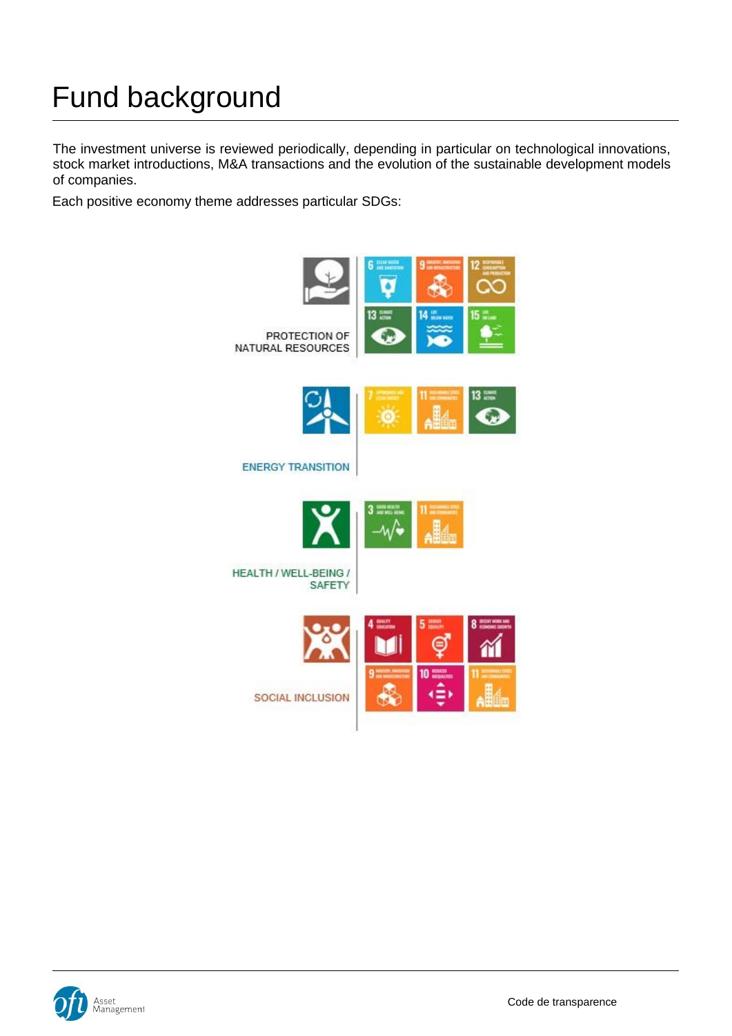# Fund background

The investment universe is reviewed periodically, depending in particular on technological innovations, stock market introductions, M&A transactions and the evolution of the sustainable development models of companies.

Each positive economy theme addresses particular SDGs:

PROTECTION OF NATURAL RESOURCES

ENERGY TRANSITION

HEALTH / WELL-BEING / SAFETY

SOCIAL INCLUSION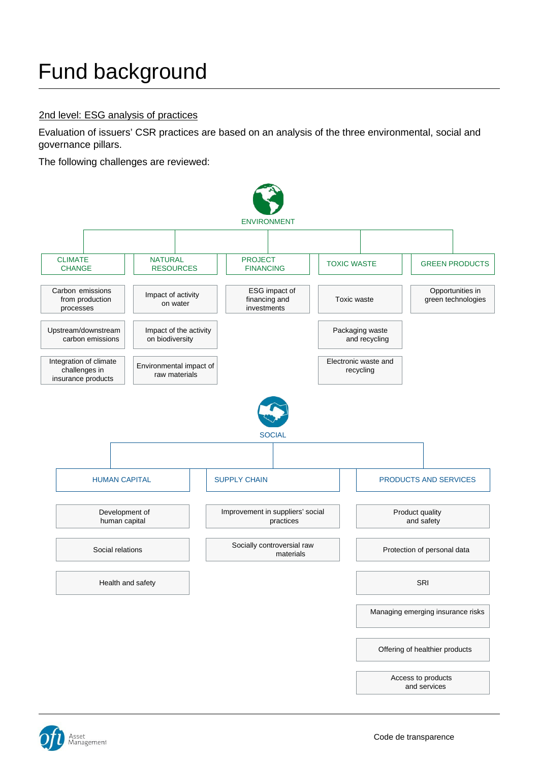# Fund background

2nd level: ESG analysis of practices

Evaluation of issuers' CSR practices are based on an analysis of the three environmental, social and governance pillars.

The following challenges are reviewed:

ENVIRONMENT

| CLIMATE CHANGE | NATURAL RESOURCES | PROJECT FINANCING | TOXIC WASTE | GREEN PRODUCTS |
|---|---|---|---|---|
| Carbon emissions from production processes | Impact of activity on water | ESG impact of financing and investments | Toxic waste | Opportunities in green technologies |
| Upstream/downstream carbon emissions | Impact of the activity on biodiversity | | Packaging waste and recycling | |
| Integration of climate challenges in insurance products | Environmental impact of raw materials | | Electronic waste and recycling | |

SOCIAL

| HUMAN CAPITAL | SUPPLY CHAIN | PRODUCTS AND SERVICES |
|---|---|---|
| Development of human capital | Improvement in suppliers' social practices | Product quality and safety |
| Social relations | Socially controversial raw materials | Protection of personal data |
| Health and safety | | SRI |
| | | Managing emerging insurance risks |
| | | Offering of healthier products |
| | | Access to products and services |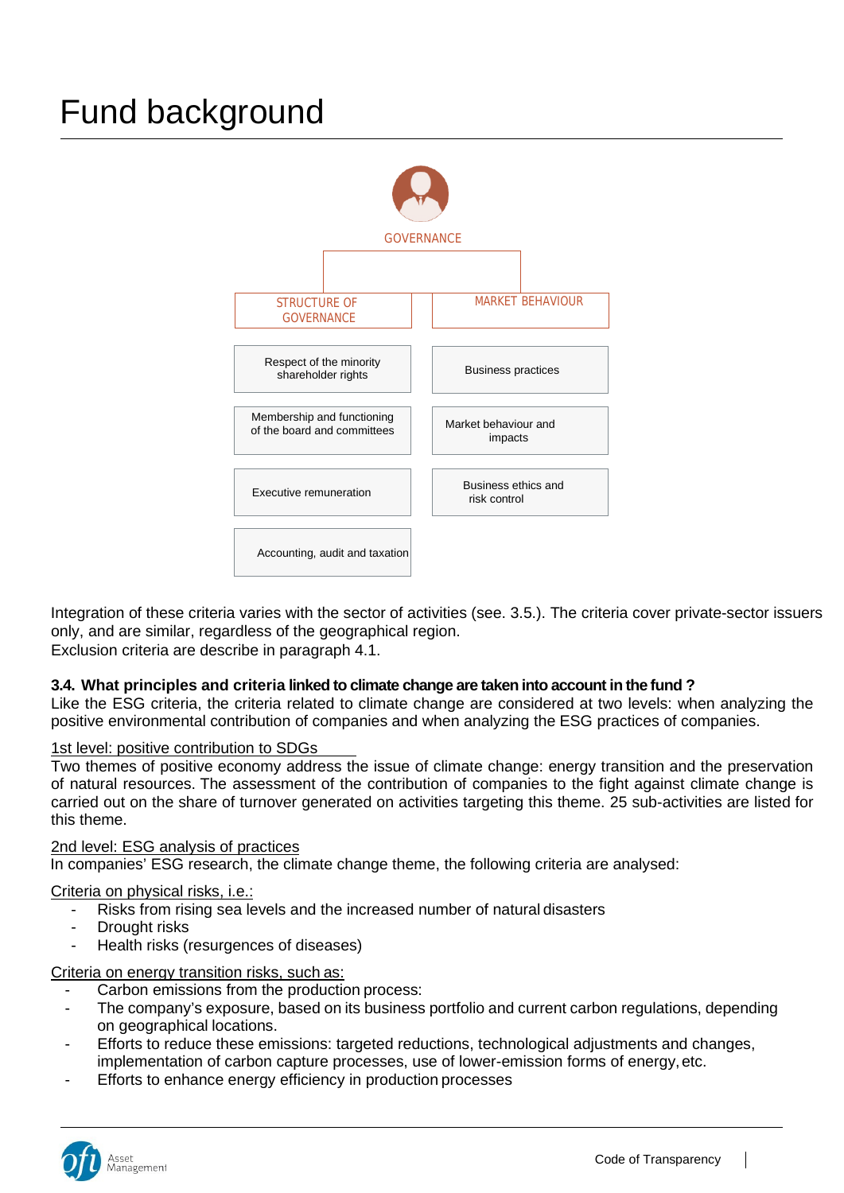# Fund background

GOVERNANCE

| STRUCTURE OF GOVERNANCE | MARKET BEHAVIOUR |
|---|---|
| Respect of the minority shareholder rights | Business practices |
| Membership and functioning of the board and committees | Market behaviour and impacts |
| Executive remuneration | Business ethics and risk control |
| Accounting, audit and taxation | |

Integration of these criteria varies with the sector of activities (see. 3.5.). The criteria cover private-sector issuers only, and are similar, regardless of the geographical region.
Exclusion criteria are describe in paragraph 4.1.

### 3.4. What principles and criteria linked to climate change are taken into account in the fund ?

Like the ESG criteria, the criteria related to climate change are considered at two levels: when analyzing the positive environmental contribution of companies and when analyzing the ESG practices of companies.

1st level: positive contribution to SDGs

Two themes of positive economy address the issue of climate change: energy transition and the preservation of natural resources. The assessment of the contribution of companies to the fight against climate change is carried out on the share of turnover generated on activities targeting this theme. 25 sub-activities are listed for this theme.

2nd level: ESG analysis of practices

In companies' ESG research, the climate change theme, the following criteria are analysed:

Criteria on physical risks, i.e.:

- Risks from rising sea levels and the increased number of natural disasters
- Drought risks
- Health risks (resurgences of diseases)

Criteria on energy transition risks, such as:

- Carbon emissions from the production process:
- The company's exposure, based on its business portfolio and current carbon regulations, depending on geographical locations.
- Efforts to reduce these emissions: targeted reductions, technological adjustments and changes, implementation of carbon capture processes, use of lower-emission forms of energy, etc.
- Efforts to enhance energy efficiency in production processes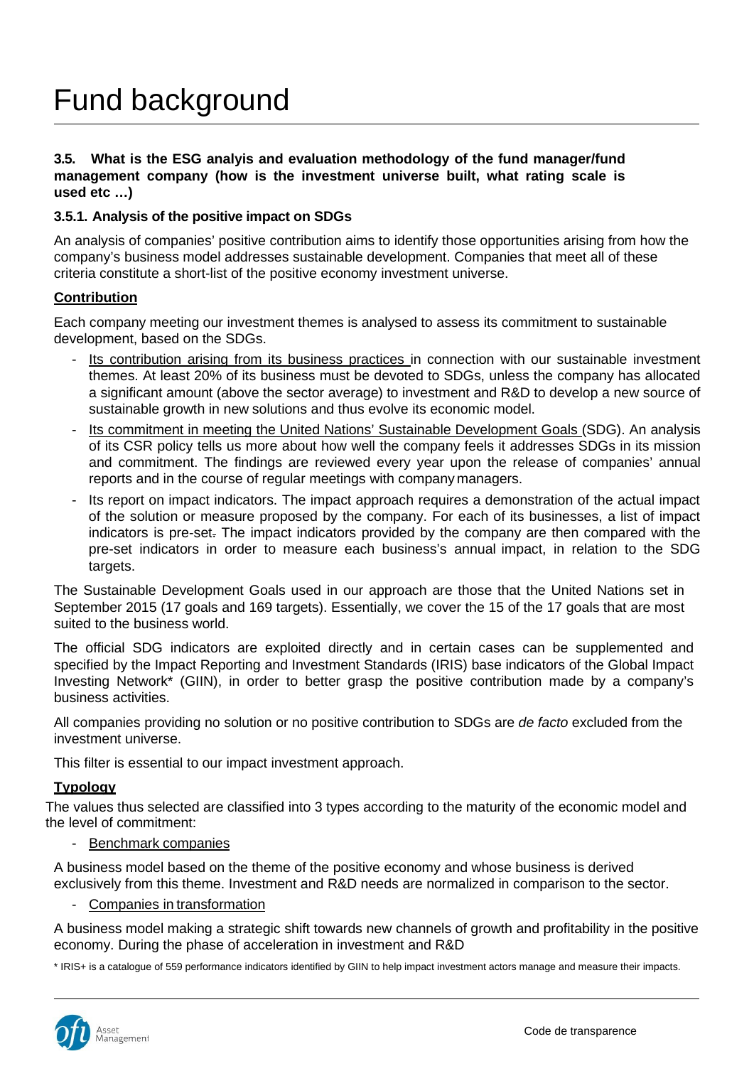# Fund background

**3.5. What is the ESG analyis and evaluation methodology of the fund manager/fund management company (how is the investment universe built, what rating scale is used etc …)**

**3.5.1. Analysis of the positive impact on SDGs**

An analysis of companies' positive contribution aims to identify those opportunities arising from how the company's business model addresses sustainable development. Companies that meet all of these criteria constitute a short-list of the positive economy investment universe.

**Contribution**

Each company meeting our investment themes is analysed to assess its commitment to sustainable development, based on the SDGs.

- Its contribution arising from its business practices in connection with our sustainable investment themes. At least 20% of its business must be devoted to SDGs, unless the company has allocated a significant amount (above the sector average) to investment and R&D to develop a new source of sustainable growth in new solutions and thus evolve its economic model.
- Its commitment in meeting the United Nations' Sustainable Development Goals (SDG). An analysis of its CSR policy tells us more about how well the company feels it addresses SDGs in its mission and commitment. The findings are reviewed every year upon the release of companies' annual reports and in the course of regular meetings with company managers.
- Its report on impact indicators. The impact approach requires a demonstration of the actual impact of the solution or measure proposed by the company. For each of its businesses, a list of impact indicators is pre-set. The impact indicators provided by the company are then compared with the pre-set indicators in order to measure each business's annual impact, in relation to the SDG targets.

The Sustainable Development Goals used in our approach are those that the United Nations set in September 2015 (17 goals and 169 targets). Essentially, we cover the 15 of the 17 goals that are most suited to the business world.

The official SDG indicators are exploited directly and in certain cases can be supplemented and specified by the Impact Reporting and Investment Standards (IRIS) base indicators of the Global Impact Investing Network* (GIIN), in order to better grasp the positive contribution made by a company's business activities.

All companies providing no solution or no positive contribution to SDGs are *de facto* excluded from the investment universe.

This filter is essential to our impact investment approach.

**Typology**

The values thus selected are classified into 3 types according to the maturity of the economic model and the level of commitment:

- Benchmark companies

A business model based on the theme of the positive economy and whose business is derived exclusively from this theme. Investment and R&D needs are normalized in comparison to the sector.

- Companies in transformation

A business model making a strategic shift towards new channels of growth and profitability in the positive economy. During the phase of acceleration in investment and R&D

\* IRIS+ is a catalogue of 559 performance indicators identified by GIIN to help impact investment actors manage and measure their impacts.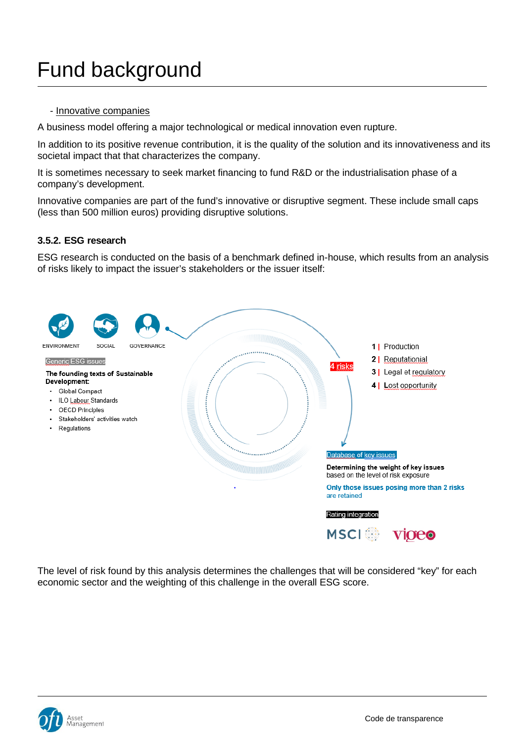# Fund background

- Innovative companies

A business model offering a major technological or medical innovation even rupture.

In addition to its positive revenue contribution, it is the quality of the solution and its innovativeness and its societal impact that that characterizes the company.

It is sometimes necessary to seek market financing to fund R&D or the industrialisation phase of a company's development.

Innovative companies are part of the fund's innovative or disruptive segment. These include small caps (less than 500 million euros) providing disruptive solutions.

### 3.5.2. ESG research

ESG research is conducted on the basis of a benchmark defined in-house, which results from an analysis of risks likely to impact the issuer's stakeholders or the issuer itself:

ENVIRONMENT SOCIAL GOVERNANCE

Generic ESG issues

**The founding texts of Sustainable Development:**

- Global Compact
- ILO Labour Standards
- OECD Principles
- Stakeholders' activities watch
- Regulations

4 risks

1 | Production
2 | Reputational
3 | Legal et regulatory
4 | Lost opportunity

Database of key issues

**Determining the weight of key issues** based on the level of risk exposure

**Only those issues posing more than 2 risks** are retained

Rating integration

MSCI vigeo

The level of risk found by this analysis determines the challenges that will be considered "key" for each economic sector and the weighting of this challenge in the overall ESG score.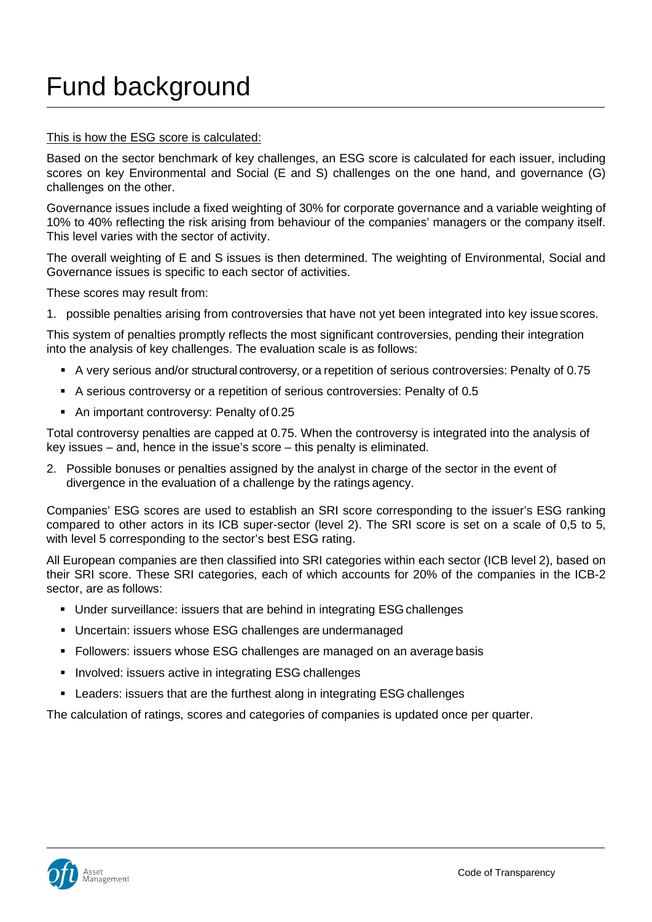# Fund background

This is how the ESG score is calculated:

Based on the sector benchmark of key challenges, an ESG score is calculated for each issuer, including scores on key Environmental and Social (E and S) challenges on the one hand, and governance (G) challenges on the other.

Governance issues include a fixed weighting of 30% for corporate governance and a variable weighting of 10% to 40% reflecting the risk arising from behaviour of the companies' managers or the company itself. This level varies with the sector of activity.

The overall weighting of E and S issues is then determined. The weighting of Environmental, Social and Governance issues is specific to each sector of activities.

These scores may result from:

1. possible penalties arising from controversies that have not yet been integrated into key issue scores.

This system of penalties promptly reflects the most significant controversies, pending their integration into the analysis of key challenges. The evaluation scale is as follows:

- A very serious and/or structural controversy, or a repetition of serious controversies: Penalty of 0.75
- A serious controversy or a repetition of serious controversies: Penalty of 0.5
- An important controversy: Penalty of 0.25

Total controversy penalties are capped at 0.75. When the controversy is integrated into the analysis of key issues – and, hence in the issue's score – this penalty is eliminated.

2. Possible bonuses or penalties assigned by the analyst in charge of the sector in the event of divergence in the evaluation of a challenge by the ratings agency.

Companies' ESG scores are used to establish an SRI score corresponding to the issuer's ESG ranking compared to other actors in its ICB super-sector (level 2). The SRI score is set on a scale of 0,5 to 5, with level 5 corresponding to the sector's best ESG rating.

All European companies are then classified into SRI categories within each sector (ICB level 2), based on their SRI score. These SRI categories, each of which accounts for 20% of the companies in the ICB-2 sector, are as follows:

- Under surveillance: issuers that are behind in integrating ESG challenges
- Uncertain: issuers whose ESG challenges are undermanaged
- Followers: issuers whose ESG challenges are managed on an average basis
- Involved: issuers active in integrating ESG challenges
- Leaders: issuers that are the furthest along in integrating ESG challenges

The calculation of ratings, scores and categories of companies is updated once per quarter.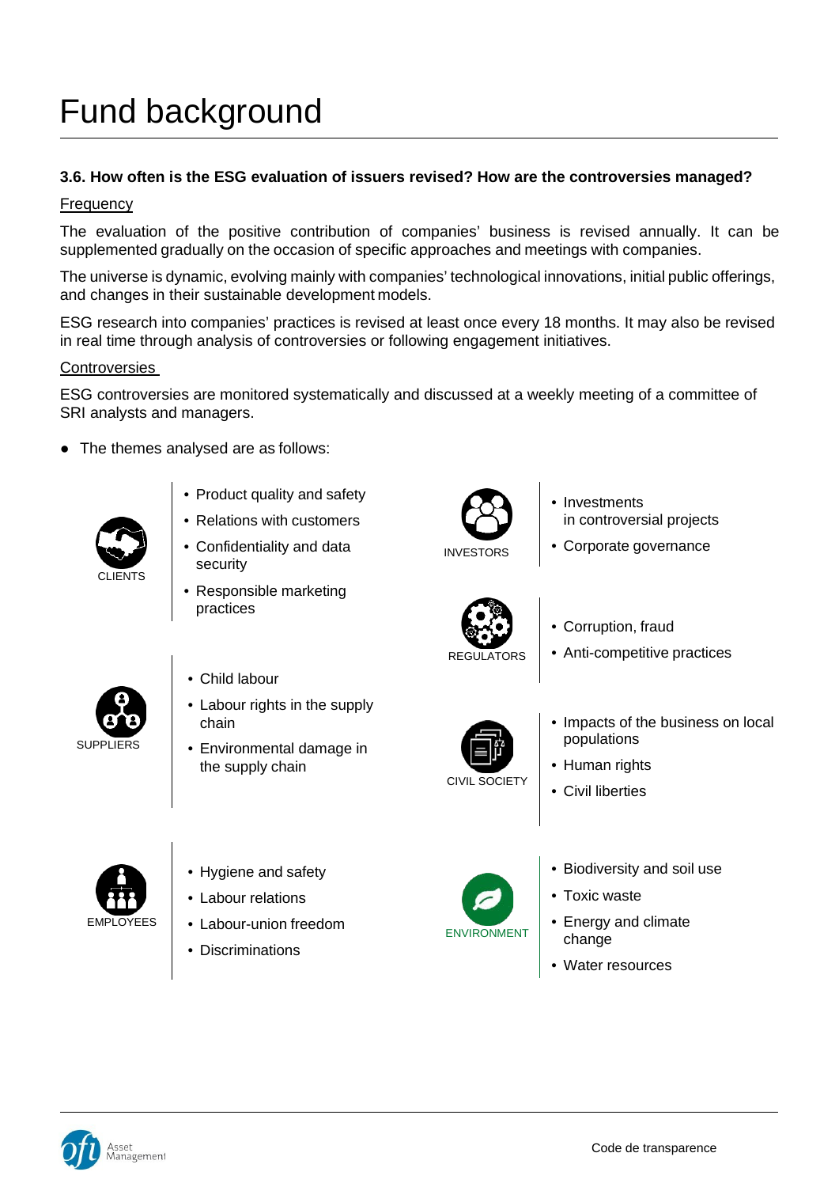# Fund background

### 3.6. How often is the ESG evaluation of issuers revised? How are the controversies managed?

Frequency

The evaluation of the positive contribution of companies' business is revised annually. It can be supplemented gradually on the occasion of specific approaches and meetings with companies.

The universe is dynamic, evolving mainly with companies' technological innovations, initial public offerings, and changes in their sustainable development models.

ESG research into companies' practices is revised at least once every 18 months. It may also be revised in real time through analysis of controversies or following engagement initiatives.

Controversies

ESG controversies are monitored systematically and discussed at a weekly meeting of a committee of SRI analysts and managers.

- The themes analysed are as follows:

**CLIENTS**
- Product quality and safety
- Relations with customers
- Confidentiality and data security
- Responsible marketing practices

**SUPPLIERS**
- Child labour
- Labour rights in the supply chain
- Environmental damage in the supply chain

**EMPLOYEES**
- Hygiene and safety
- Labour relations
- Labour-union freedom
- Discriminations

**INVESTORS**
- Investments in controversial projects
- Corporate governance

**REGULATORS**
- Corruption, fraud
- Anti-competitive practices

**CIVIL SOCIETY**
- Impacts of the business on local populations
- Human rights
- Civil liberties

**ENVIRONMENT**
- Biodiversity and soil use
- Toxic waste
- Energy and climate change
- Water resources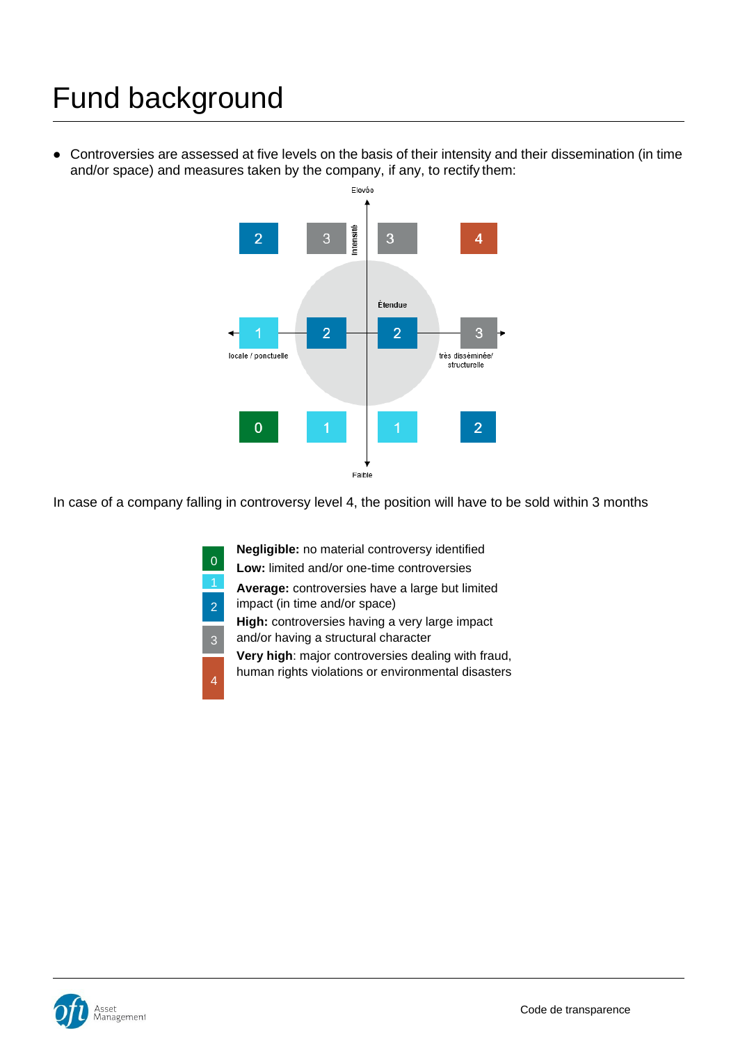# Fund background

- Controversies are assessed at five levels on the basis of their intensity and their dissemination (in time and/or space) and measures taken by the company, if any, to rectify them:

Elevée

Intensité

Étendue

locale / ponctuelle

très disséminée/ structurelle

Faible

| | | | |
|---|---|---|---|
| 2 | 3 | 3 | 4 |
| 1 | 2 | 2 | 3 |
| 0 | 1 | 1 | 2 |

In case of a company falling in controversy level 4, the position will have to be sold within 3 months

- 0 — **Negligible:** no material controversy identified
- 1 — **Low:** limited and/or one-time controversies
- 2 — **Average:** controversies have a large but limited impact (in time and/or space)
- 3 — **High:** controversies having a very large impact and/or having a structural character
- 4 — **Very high**: major controversies dealing with fraud, human rights violations or environmental disasters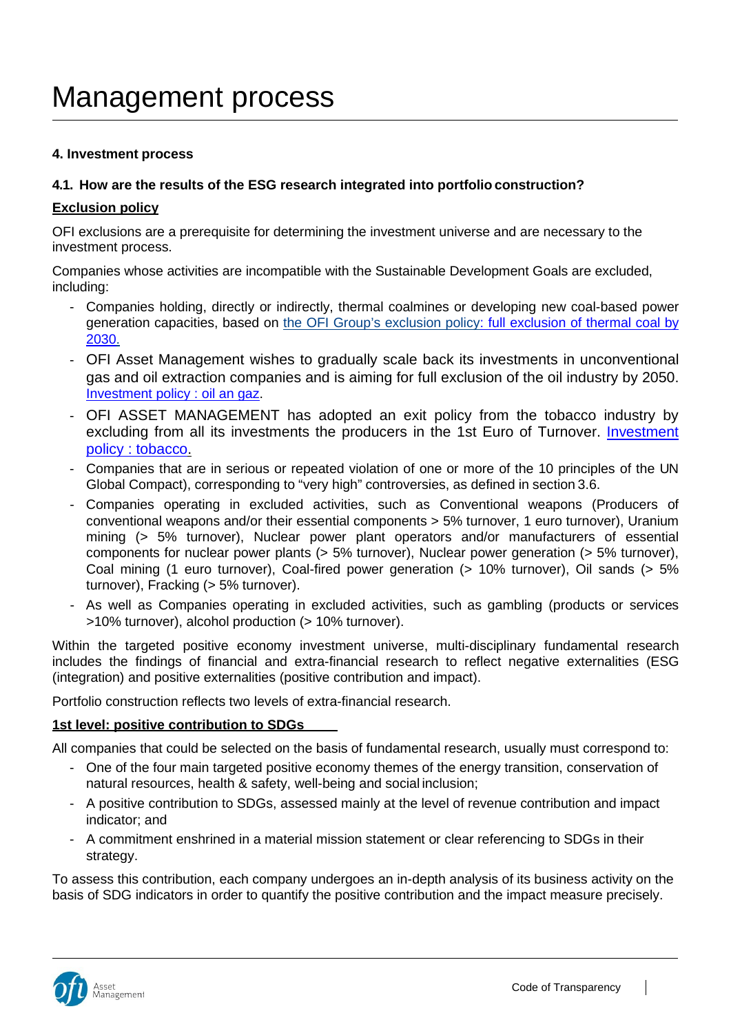# Management process

**4. Investment process**

**4.1. How are the results of the ESG research integrated into portfolio construction?**

**Exclusion policy**

OFI exclusions are a prerequisite for determining the investment universe and are necessary to the investment process.

Companies whose activities are incompatible with the Sustainable Development Goals are excluded, including:

- Companies holding, directly or indirectly, thermal coalmines or developing new coal-based power generation capacities, based on the OFI Group's exclusion policy: full exclusion of thermal coal by 2030.
- OFI Asset Management wishes to gradually scale back its investments in unconventional gas and oil extraction companies and is aiming for full exclusion of the oil industry by 2050. Investment policy : oil an gaz.
- OFI ASSET MANAGEMENT has adopted an exit policy from the tobacco industry by excluding from all its investments the producers in the 1st Euro of Turnover. Investment policy : tobacco.
- Companies that are in serious or repeated violation of one or more of the 10 principles of the UN Global Compact), corresponding to "very high" controversies, as defined in section 3.6.
- Companies operating in excluded activities, such as Conventional weapons (Producers of conventional weapons and/or their essential components > 5% turnover, 1 euro turnover), Uranium mining (> 5% turnover), Nuclear power plant operators and/or manufacturers of essential components for nuclear power plants (> 5% turnover), Nuclear power generation (> 5% turnover), Coal mining (1 euro turnover), Coal-fired power generation (> 10% turnover), Oil sands (> 5% turnover), Fracking (> 5% turnover).
- As well as Companies operating in excluded activities, such as gambling (products or services >10% turnover), alcohol production (> 10% turnover).

Within the targeted positive economy investment universe, multi-disciplinary fundamental research includes the findings of financial and extra-financial research to reflect negative externalities (ESG (integration) and positive externalities (positive contribution and impact).

Portfolio construction reflects two levels of extra-financial research.

**1st level: positive contribution to SDGs**

All companies that could be selected on the basis of fundamental research, usually must correspond to:

- One of the four main targeted positive economy themes of the energy transition, conservation of natural resources, health & safety, well-being and social inclusion;
- A positive contribution to SDGs, assessed mainly at the level of revenue contribution and impact indicator; and
- A commitment enshrined in a material mission statement or clear referencing to SDGs in their strategy.

To assess this contribution, each company undergoes an in-depth analysis of its business activity on the basis of SDG indicators in order to quantify the positive contribution and the impact measure precisely.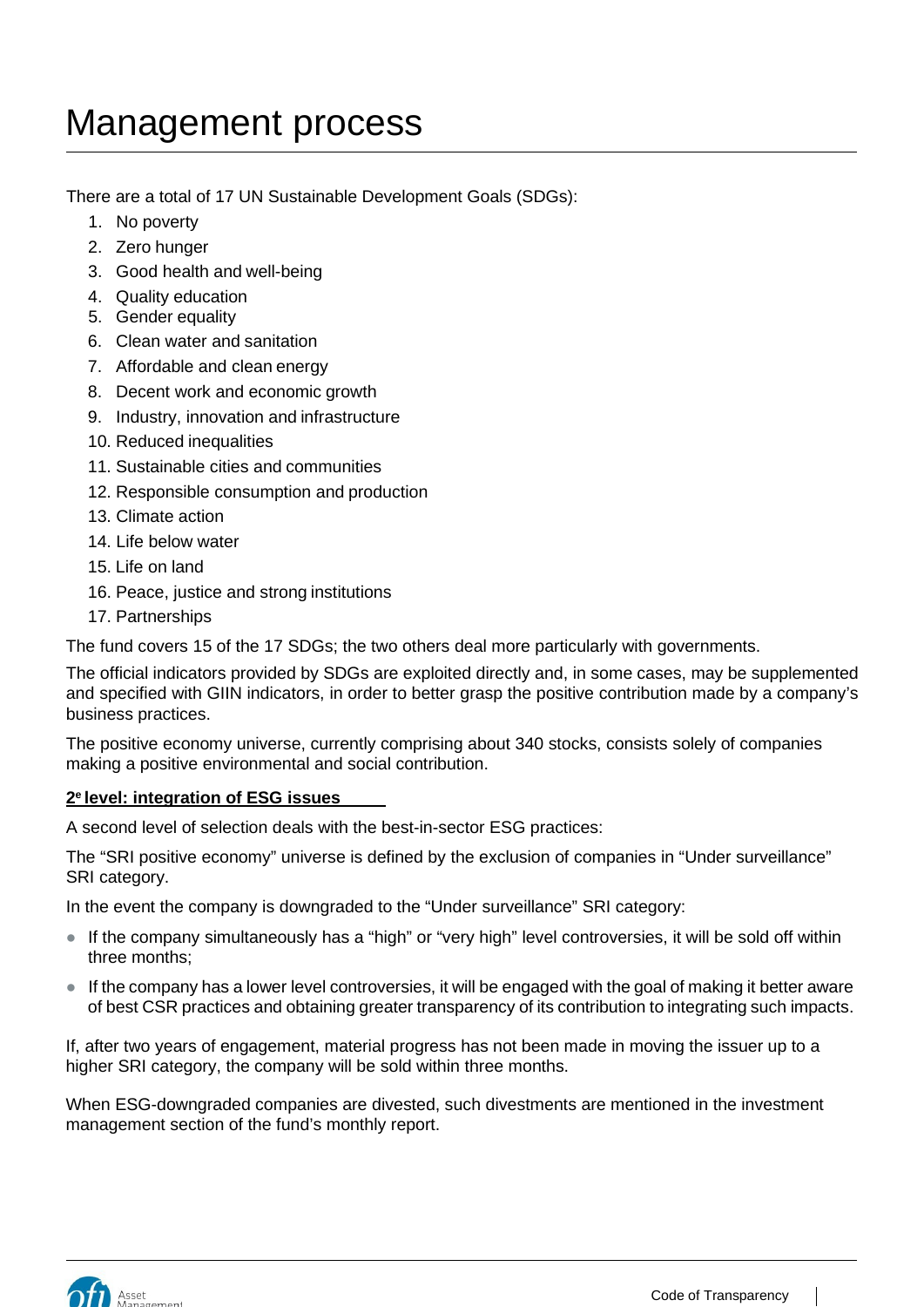# Management process

There are a total of 17 UN Sustainable Development Goals (SDGs):

1. No poverty
2. Zero hunger
3. Good health and well-being
4. Quality education
5. Gender equality
6. Clean water and sanitation
7. Affordable and clean energy
8. Decent work and economic growth
9. Industry, innovation and infrastructure
10. Reduced inequalities
11. Sustainable cities and communities
12. Responsible consumption and production
13. Climate action
14. Life below water
15. Life on land
16. Peace, justice and strong institutions
17. Partnerships

The fund covers 15 of the 17 SDGs; the two others deal more particularly with governments.

The official indicators provided by SDGs are exploited directly and, in some cases, may be supplemented and specified with GIIN indicators, in order to better grasp the positive contribution made by a company's business practices.

The positive economy universe, currently comprising about 340 stocks, consists solely of companies making a positive environmental and social contribution.

**2e level: integration of ESG issues**

A second level of selection deals with the best-in-sector ESG practices:

The "SRI positive economy" universe is defined by the exclusion of companies in "Under surveillance" SRI category.

In the event the company is downgraded to the "Under surveillance" SRI category:

- If the company simultaneously has a "high" or "very high" level controversies, it will be sold off within three months;
- If the company has a lower level controversies, it will be engaged with the goal of making it better aware of best CSR practices and obtaining greater transparency of its contribution to integrating such impacts.

If, after two years of engagement, material progress has not been made in moving the issuer up to a higher SRI category, the company will be sold within three months.

When ESG-downgraded companies are divested, such divestments are mentioned in the investment management section of the fund's monthly report.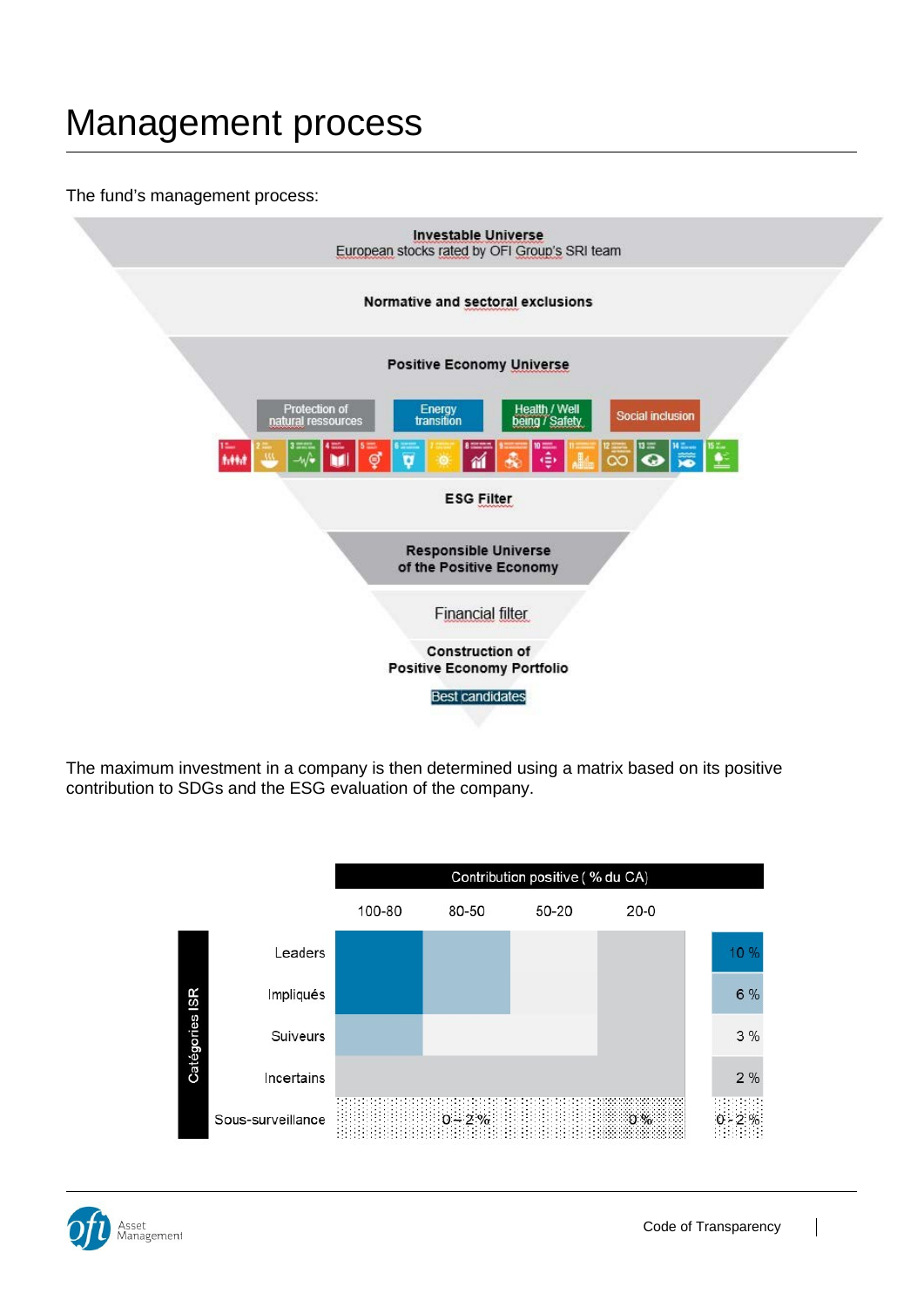# Management process

The fund's management process:

Investable Universe
European stocks rated by OFI Group's SRI team

Normative and sectoral exclusions

Positive Economy Universe

Protection of natural ressources | Energy transition | Health / Well being / Safety | Social inclusion

ESG Filter

Responsible Universe of the Positive Economy

Financial filter

Construction of Positive Economy Portfolio

Best candidates

The maximum investment in a company is then determined using a matrix based on its positive contribution to SDGs and the ESG evaluation of the company.

| Catégories ISR | Contribution positive ( % du CA) 100-80 | 80-50 | 50-20 | 20-0 | |
|---|---|---|---|---|---|
| Leaders | | | | | 10 % |
| Impliqués | | | | | 6 % |
| Suiveurs | | | | | 3 % |
| Incertains | | | | | 2 % |
| Sous-surveillance | 0 – 2 % | | | 0 % | 0 - 2 % |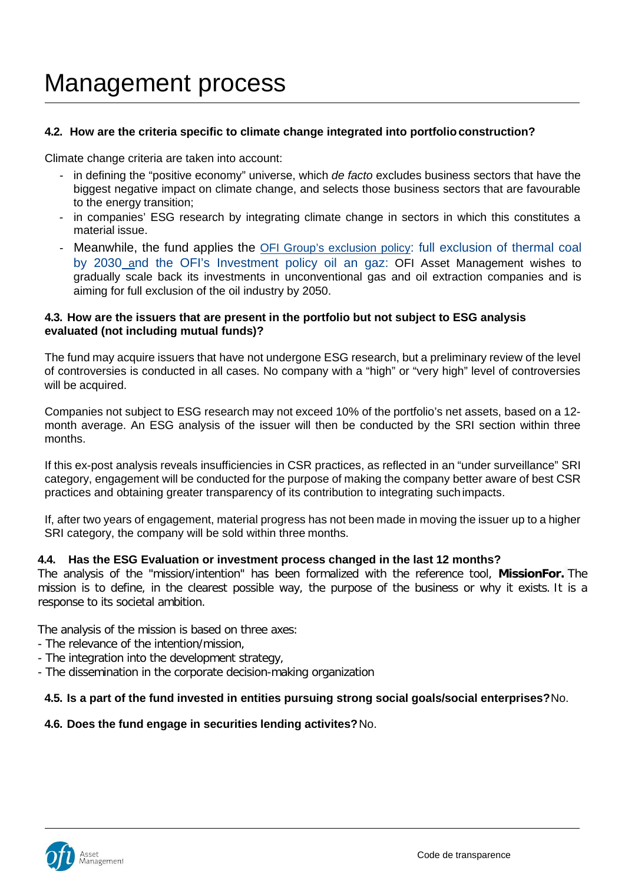# Management process

#### 4.2. How are the criteria specific to climate change integrated into portfolio construction?

Climate change criteria are taken into account:

- in defining the "positive economy" universe, which *de facto* excludes business sectors that have the biggest negative impact on climate change, and selects those business sectors that are favourable to the energy transition;
- in companies' ESG research by integrating climate change in sectors in which this constitutes a material issue.
- Meanwhile, the fund applies the OFI Group's exclusion policy: full exclusion of thermal coal by 2030 and the OFI's Investment policy oil an gaz: OFI Asset Management wishes to gradually scale back its investments in unconventional gas and oil extraction companies and is aiming for full exclusion of the oil industry by 2050.

#### 4.3. How are the issuers that are present in the portfolio but not subject to ESG analysis evaluated (not including mutual funds)?

The fund may acquire issuers that have not undergone ESG research, but a preliminary review of the level of controversies is conducted in all cases. No company with a "high" or "very high" level of controversies will be acquired.

Companies not subject to ESG research may not exceed 10% of the portfolio's net assets, based on a 12-month average. An ESG analysis of the issuer will then be conducted by the SRI section within three months.

If this ex-post analysis reveals insufficiencies in CSR practices, as reflected in an "under surveillance" SRI category, engagement will be conducted for the purpose of making the company better aware of best CSR practices and obtaining greater transparency of its contribution to integrating such impacts.

If, after two years of engagement, material progress has not been made in moving the issuer up to a higher SRI category, the company will be sold within three months.

#### 4.4. Has the ESG Evaluation or investment process changed in the last 12 months?

The analysis of the "mission/intention" has been formalized with the reference tool, **MissionFor.** The mission is to define, in the clearest possible way, the purpose of the business or why it exists. It is a response to its societal ambition.

The analysis of the mission is based on three axes:
- The relevance of the intention/mission,
- The integration into the development strategy,
- The dissemination in the corporate decision-making organization

**4.5. Is a part of the fund invested in entities pursuing strong social goals/social enterprises?** No.

**4.6. Does the fund engage in securities lending activites?** No.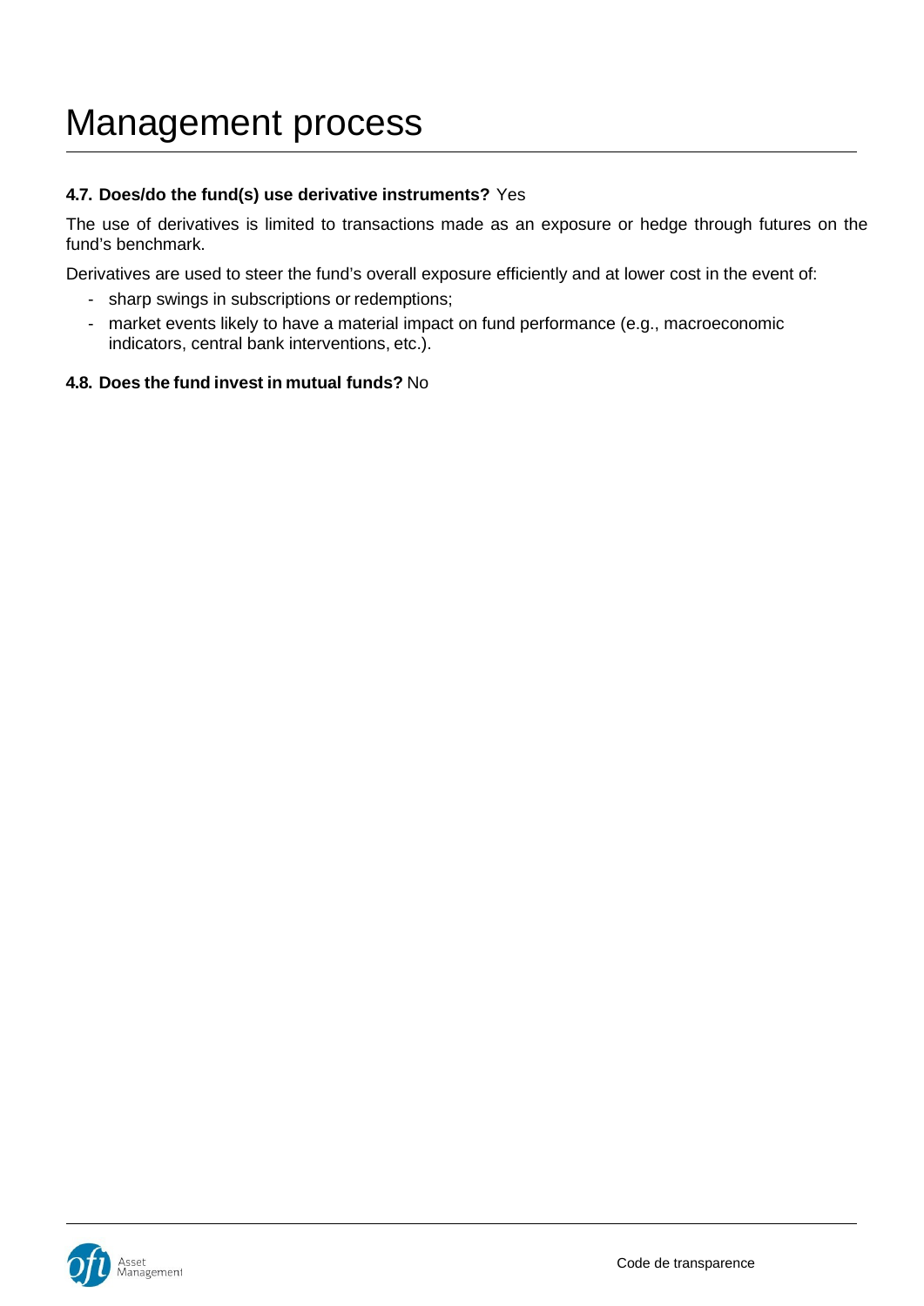# Management process

**4.7. Does/do the fund(s) use derivative instruments?** Yes

The use of derivatives is limited to transactions made as an exposure or hedge through futures on the fund's benchmark.

Derivatives are used to steer the fund's overall exposure efficiently and at lower cost in the event of:

- sharp swings in subscriptions or redemptions;
- market events likely to have a material impact on fund performance (e.g., macroeconomic indicators, central bank interventions, etc.).

**4.8. Does the fund invest in mutual funds?** No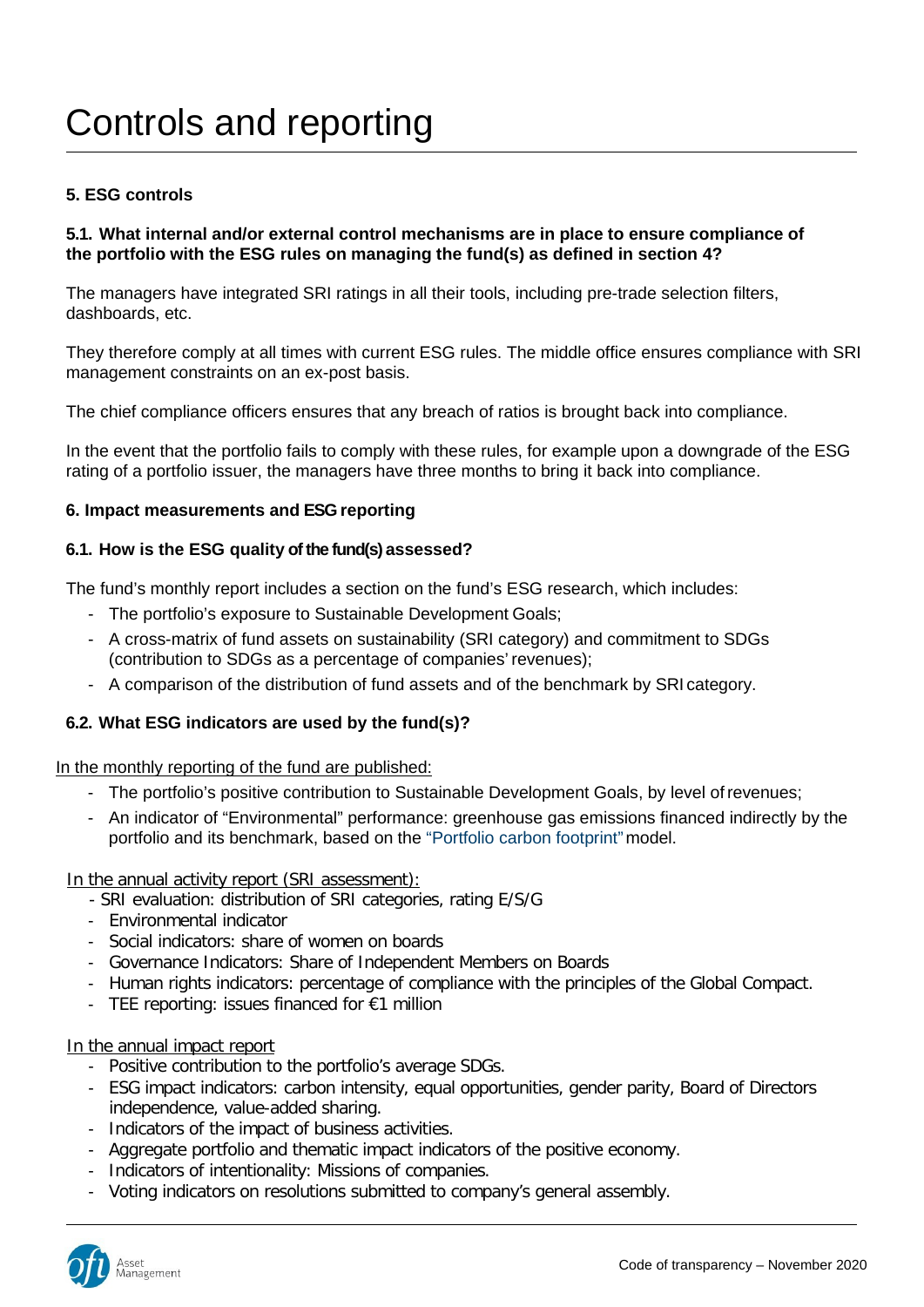# Controls and reporting

## 5. ESG controls

### 5.1. What internal and/or external control mechanisms are in place to ensure compliance of the portfolio with the ESG rules on managing the fund(s) as defined in section 4?

The managers have integrated SRI ratings in all their tools, including pre-trade selection filters, dashboards, etc.

They therefore comply at all times with current ESG rules. The middle office ensures compliance with SRI management constraints on an ex-post basis.

The chief compliance officers ensures that any breach of ratios is brought back into compliance.

In the event that the portfolio fails to comply with these rules, for example upon a downgrade of the ESG rating of a portfolio issuer, the managers have three months to bring it back into compliance.

## 6. Impact measurements and ESG reporting

### 6.1. How is the ESG quality of the fund(s) assessed?

The fund's monthly report includes a section on the fund's ESG research, which includes:

- The portfolio's exposure to Sustainable Development Goals;
- A cross-matrix of fund assets on sustainability (SRI category) and commitment to SDGs (contribution to SDGs as a percentage of companies' revenues);
- A comparison of the distribution of fund assets and of the benchmark by SRI category.

### 6.2. What ESG indicators are used by the fund(s)?

In the monthly reporting of the fund are published:

- The portfolio's positive contribution to Sustainable Development Goals, by level of revenues;
- An indicator of "Environmental" performance: greenhouse gas emissions financed indirectly by the portfolio and its benchmark, based on the "Portfolio carbon footprint" model.

In the annual activity report (SRI assessment):

- SRI evaluation: distribution of SRI categories, rating E/S/G
- Environmental indicator
- Social indicators: share of women on boards
- Governance Indicators: Share of Independent Members on Boards
- Human rights indicators: percentage of compliance with the principles of the Global Compact.
- TEE reporting: issues financed for €1 million

In the annual impact report

- Positive contribution to the portfolio's average SDGs.
- ESG impact indicators: carbon intensity, equal opportunities, gender parity, Board of Directors independence, value-added sharing.
- Indicators of the impact of business activities.
- Aggregate portfolio and thematic impact indicators of the positive economy.
- Indicators of intentionality: Missions of companies.
- Voting indicators on resolutions submitted to company's general assembly.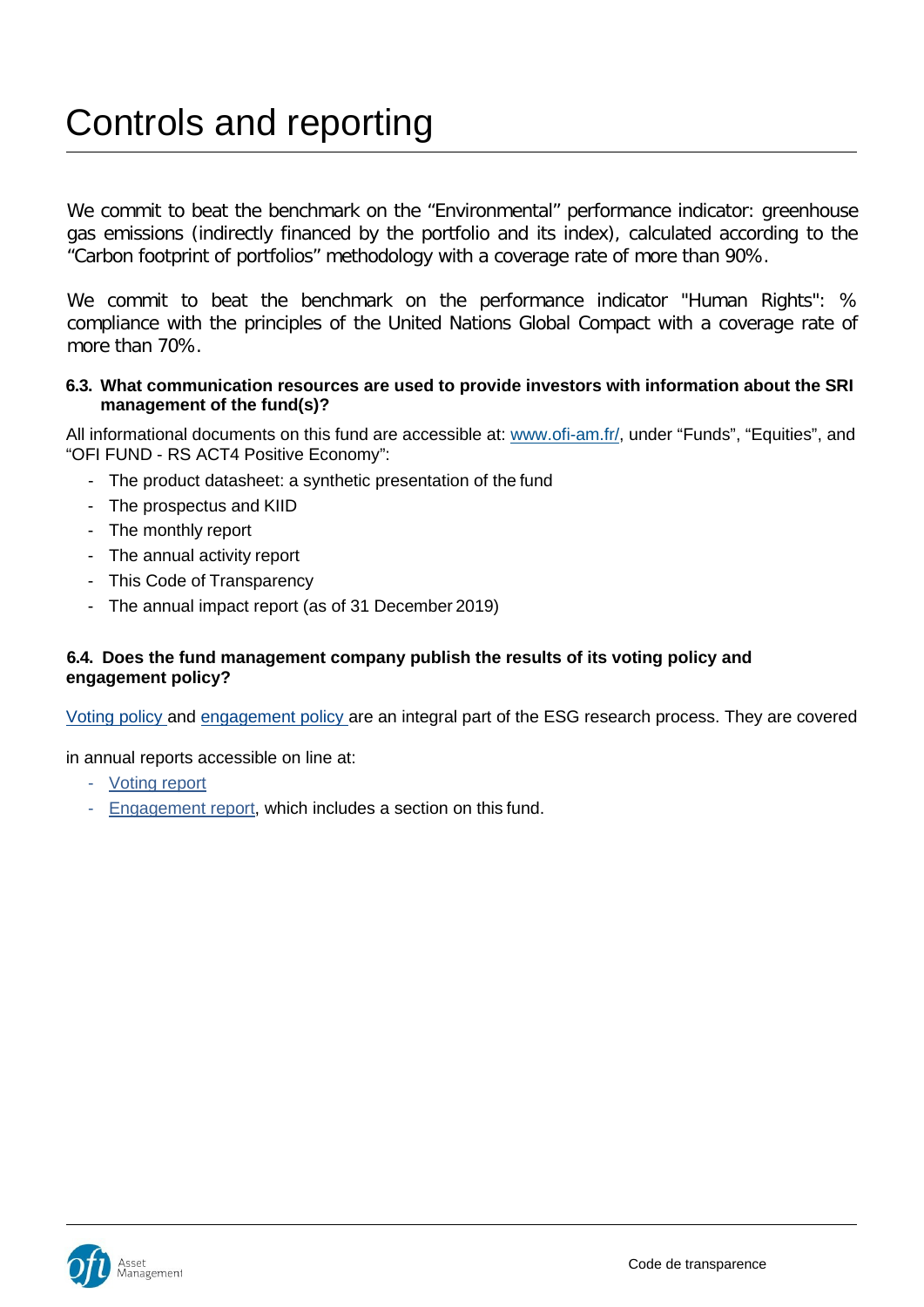# Controls and reporting

We commit to beat the benchmark on the “Environmental” performance indicator: greenhouse gas emissions (indirectly financed by the portfolio and its index), calculated according to the “Carbon footprint of portfolios” methodology with a coverage rate of more than 90%.

We commit to beat the benchmark on the performance indicator "Human Rights": % compliance with the principles of the United Nations Global Compact with a coverage rate of more than 70%.

#### 6.3. What communication resources are used to provide investors with information about the SRI management of the fund(s)?

All informational documents on this fund are accessible at: www.ofi-am.fr/, under “Funds”, “Equities”, and “OFI FUND - RS ACT4 Positive Economy”:

- The product datasheet: a synthetic presentation of the fund
- The prospectus and KIID
- The monthly report
- The annual activity report
- This Code of Transparency
- The annual impact report (as of 31 December 2019)

#### 6.4. Does the fund management company publish the results of its voting policy and engagement policy?

Voting policy and engagement policy are an integral part of the ESG research process. They are covered

in annual reports accessible on line at:

- Voting report
- Engagement report, which includes a section on this fund.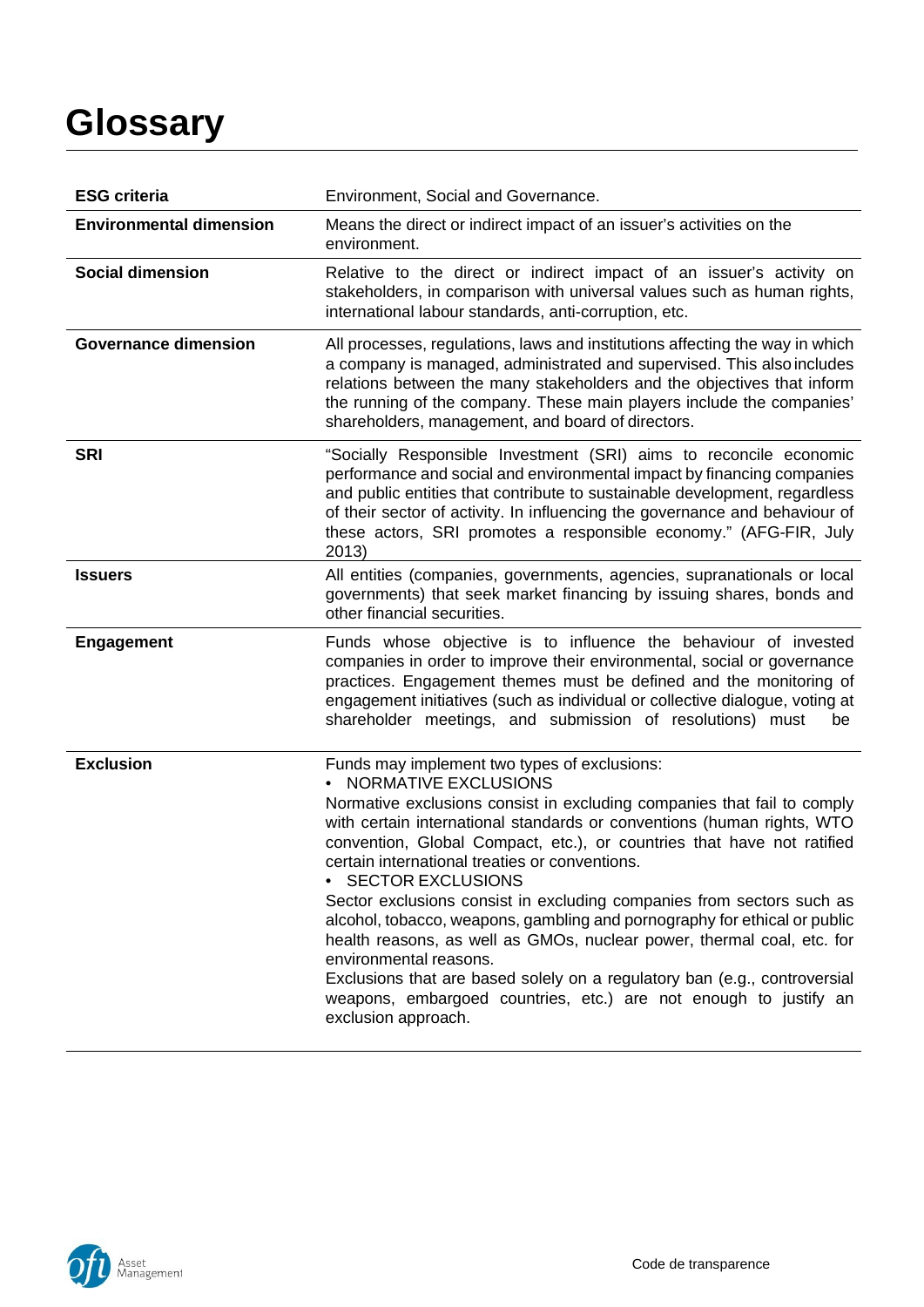# Glossary

| | |
|---|---|
| **ESG criteria** | Environment, Social and Governance. |
| **Environmental dimension** | Means the direct or indirect impact of an issuer's activities on the environment. |
| **Social dimension** | Relative to the direct or indirect impact of an issuer's activity on stakeholders, in comparison with universal values such as human rights, international labour standards, anti-corruption, etc. |
| **Governance dimension** | All processes, regulations, laws and institutions affecting the way in which a company is managed, administrated and supervised. This also includes relations between the many stakeholders and the objectives that inform the running of the company. These main players include the companies' shareholders, management, and board of directors. |
| **SRI** | "Socially Responsible Investment (SRI) aims to reconcile economic performance and social and environmental impact by financing companies and public entities that contribute to sustainable development, regardless of their sector of activity. In influencing the governance and behaviour of these actors, SRI promotes a responsible economy." (AFG-FIR, July 2013) |
| **Issuers** | All entities (companies, governments, agencies, supranationals or local governments) that seek market financing by issuing shares, bonds and other financial securities. |
| **Engagement** | Funds whose objective is to influence the behaviour of invested companies in order to improve their environmental, social or governance practices. Engagement themes must be defined and the monitoring of engagement initiatives (such as individual or collective dialogue, voting at shareholder meetings, and submission of resolutions) must be |
| **Exclusion** | Funds may implement two types of exclusions:<br>• NORMATIVE EXCLUSIONS<br>Normative exclusions consist in excluding companies that fail to comply with certain international standards or conventions (human rights, WTO convention, Global Compact, etc.), or countries that have not ratified certain international treaties or conventions.<br>• SECTOR EXCLUSIONS<br>Sector exclusions consist in excluding companies from sectors such as alcohol, tobacco, weapons, gambling and pornography for ethical or public health reasons, as well as GMOs, nuclear power, thermal coal, etc. for environmental reasons.<br>Exclusions that are based solely on a regulatory ban (e.g., controversial weapons, embargoed countries, etc.) are not enough to justify an exclusion approach. |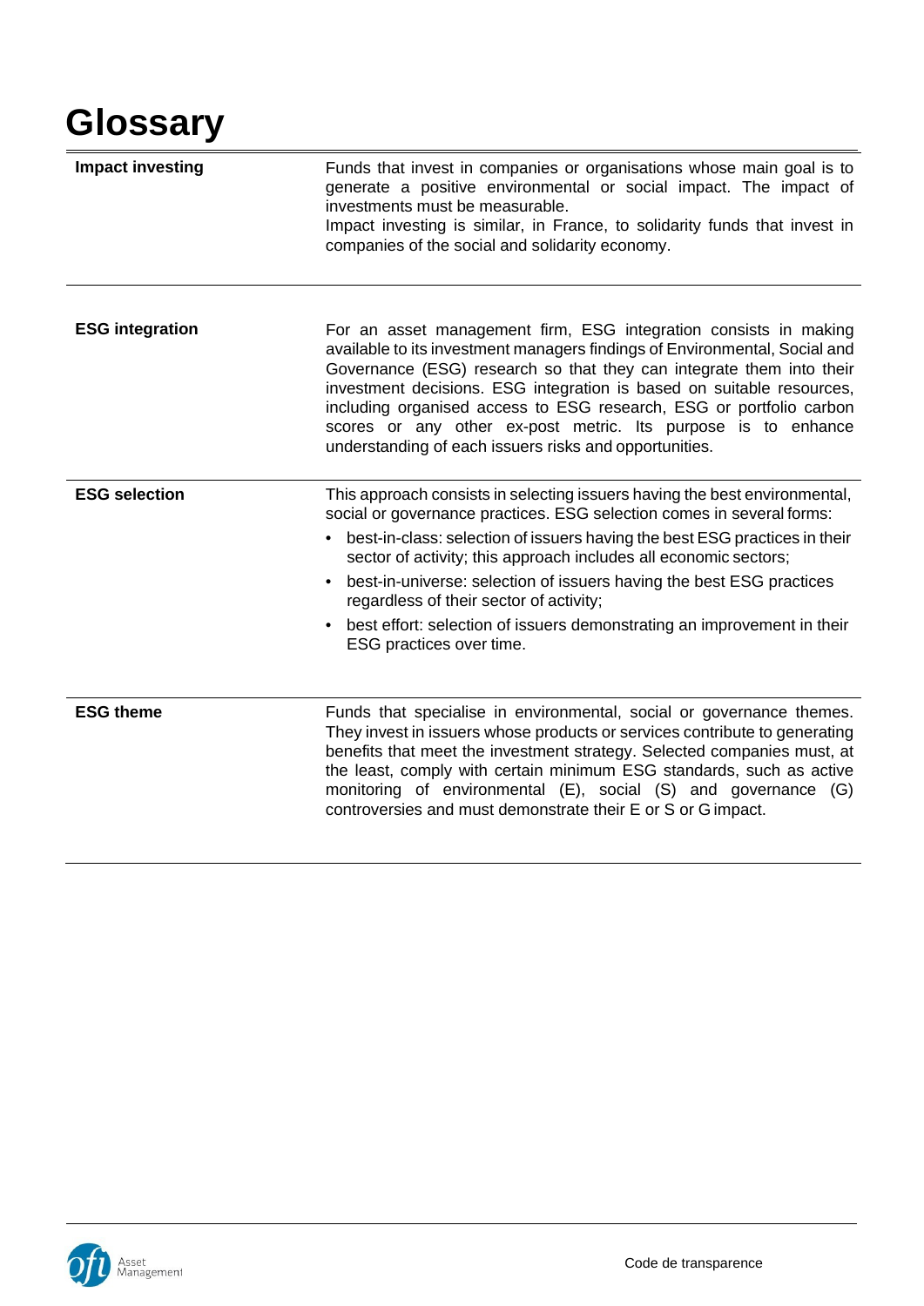# Glossary

| | |
|---|---|
| **Impact investing** | Funds that invest in companies or organisations whose main goal is to generate a positive environmental or social impact. The impact of investments must be measurable.<br>Impact investing is similar, in France, to solidarity funds that invest in companies of the social and solidarity economy. |
| **ESG integration** | For an asset management firm, ESG integration consists in making available to its investment managers findings of Environmental, Social and Governance (ESG) research so that they can integrate them into their investment decisions. ESG integration is based on suitable resources, including organised access to ESG research, ESG or portfolio carbon scores or any other ex-post metric. Its purpose is to enhance understanding of each issuers risks and opportunities. |
| **ESG selection** | This approach consists in selecting issuers having the best environmental, social or governance practices. ESG selection comes in several forms:<br>• best-in-class: selection of issuers having the best ESG practices in their sector of activity; this approach includes all economic sectors;<br>• best-in-universe: selection of issuers having the best ESG practices regardless of their sector of activity;<br>• best effort: selection of issuers demonstrating an improvement in their ESG practices over time. |
| **ESG theme** | Funds that specialise in environmental, social or governance themes. They invest in issuers whose products or services contribute to generating benefits that meet the investment strategy. Selected companies must, at the least, comply with certain minimum ESG standards, such as active monitoring of environmental (E), social (S) and governance (G) controversies and must demonstrate their E or S or G impact. |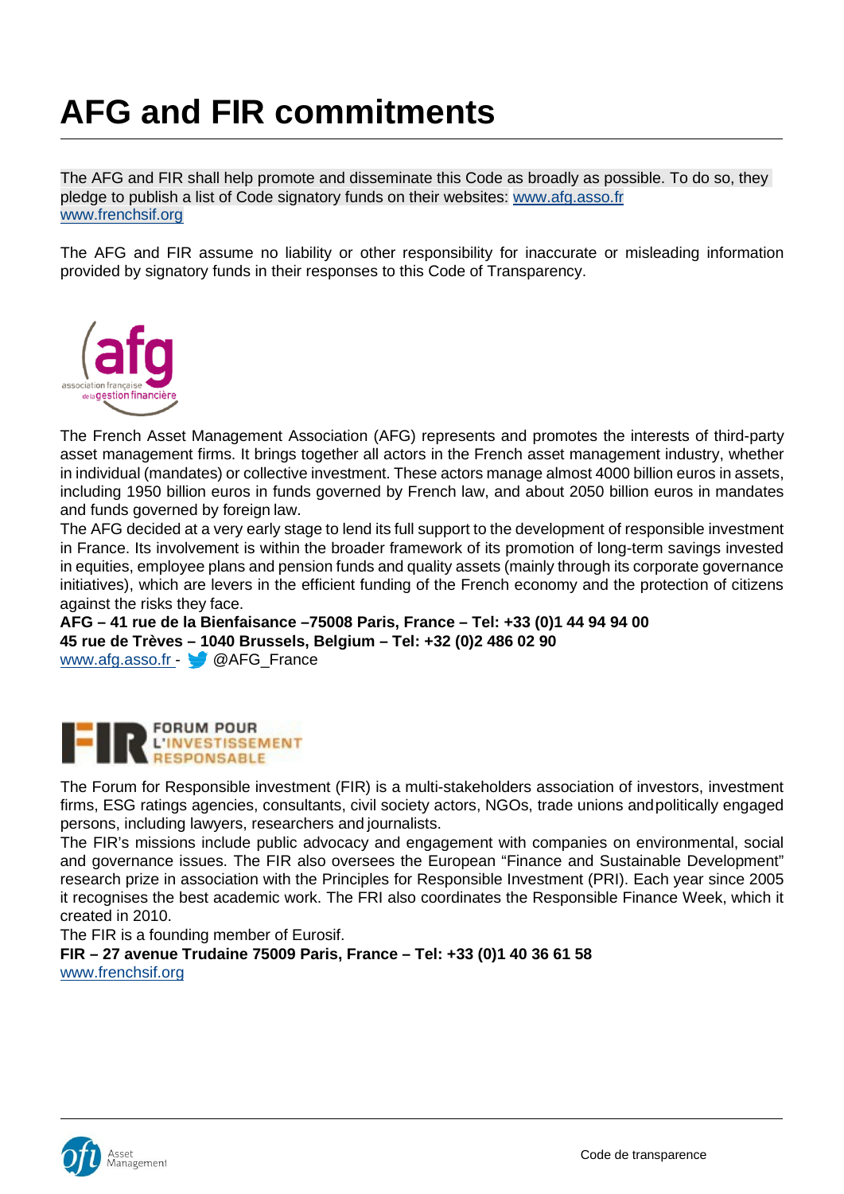# AFG and FIR commitments

The AFG and FIR shall help promote and disseminate this Code as broadly as possible. To do so, they pledge to publish a list of Code signatory funds on their websites: www.afg.asso.fr www.frenchsif.org

The AFG and FIR assume no liability or other responsibility for inaccurate or misleading information provided by signatory funds in their responses to this Code of Transparency.

The French Asset Management Association (AFG) represents and promotes the interests of third-party asset management firms. It brings together all actors in the French asset management industry, whether in individual (mandates) or collective investment. These actors manage almost 4000 billion euros in assets, including 1950 billion euros in funds governed by French law, and about 2050 billion euros in mandates and funds governed by foreign law.

The AFG decided at a very early stage to lend its full support to the development of responsible investment in France. Its involvement is within the broader framework of its promotion of long-term savings invested in equities, employee plans and pension funds and quality assets (mainly through its corporate governance initiatives), which are levers in the efficient funding of the French economy and the protection of citizens against the risks they face.

**AFG – 41 rue de la Bienfaisance –75008 Paris, France – Tel: +33 (0)1 44 94 94 00**
**45 rue de Trèves – 1040 Brussels, Belgium – Tel: +32 (0)2 486 02 90**
www.afg.asso.fr - @AFG_France

The Forum for Responsible investment (FIR) is a multi-stakeholders association of investors, investment firms, ESG ratings agencies, consultants, civil society actors, NGOs, trade unions and politically engaged persons, including lawyers, researchers and journalists.

The FIR's missions include public advocacy and engagement with companies on environmental, social and governance issues. The FIR also oversees the European "Finance and Sustainable Development" research prize in association with the Principles for Responsible Investment (PRI). Each year since 2005 it recognises the best academic work. The FRI also coordinates the Responsible Finance Week, which it created in 2010.

The FIR is a founding member of Eurosif.

**FIR – 27 avenue Trudaine 75009 Paris, France – Tel: +33 (0)1 40 36 61 58**
www.frenchsif.org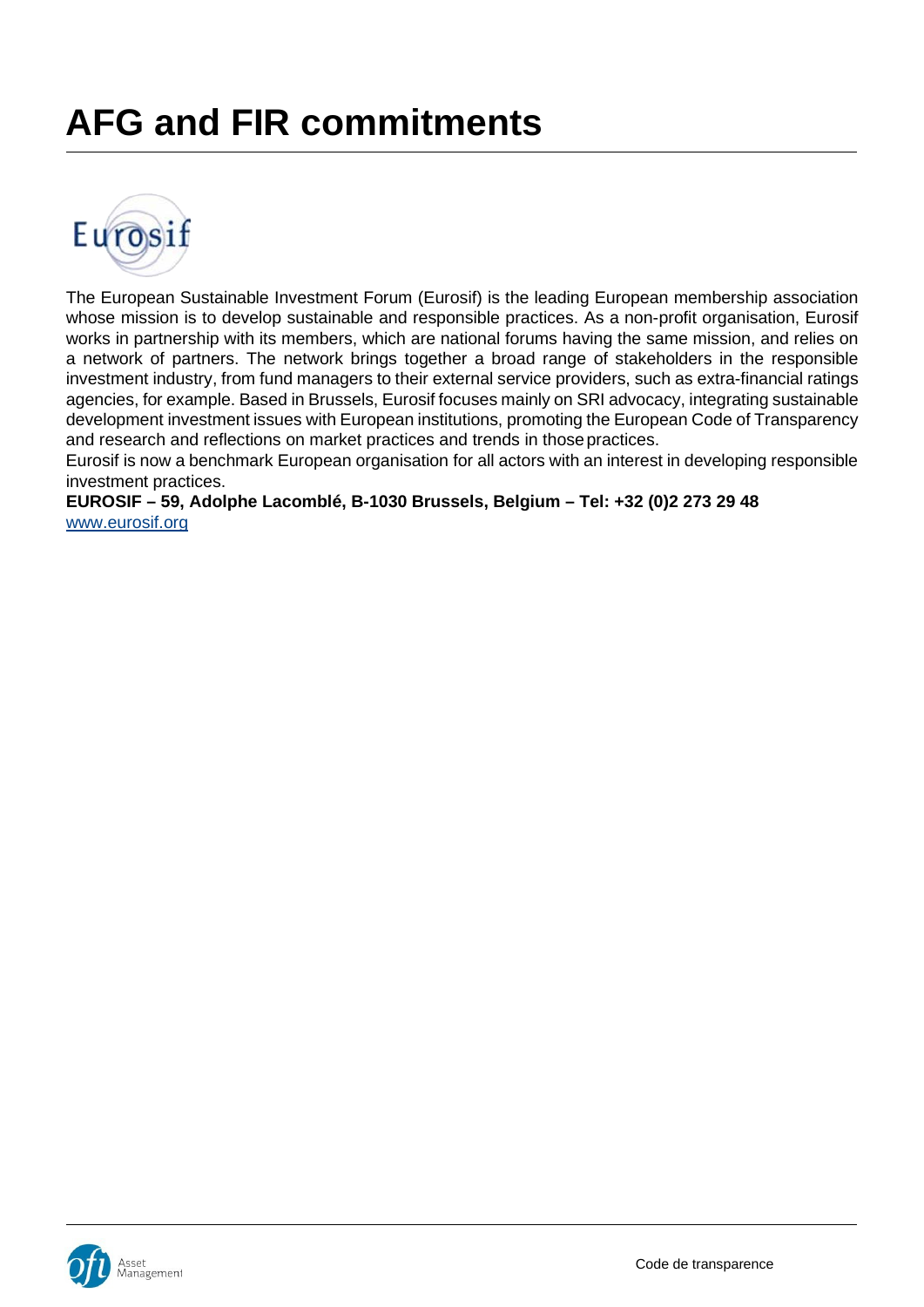# AFG and FIR commitments

The European Sustainable Investment Forum (Eurosif) is the leading European membership association whose mission is to develop sustainable and responsible practices. As a non-profit organisation, Eurosif works in partnership with its members, which are national forums having the same mission, and relies on a network of partners. The network brings together a broad range of stakeholders in the responsible investment industry, from fund managers to their external service providers, such as extra-financial ratings agencies, for example. Based in Brussels, Eurosif focuses mainly on SRI advocacy, integrating sustainable development investment issues with European institutions, promoting the European Code of Transparency and research and reflections on market practices and trends in those practices.

Eurosif is now a benchmark European organisation for all actors with an interest in developing responsible investment practices.

**EUROSIF – 59, Adolphe Lacomblé, B-1030 Brussels, Belgium – Tel: +32 (0)2 273 29 48**

www.eurosif.org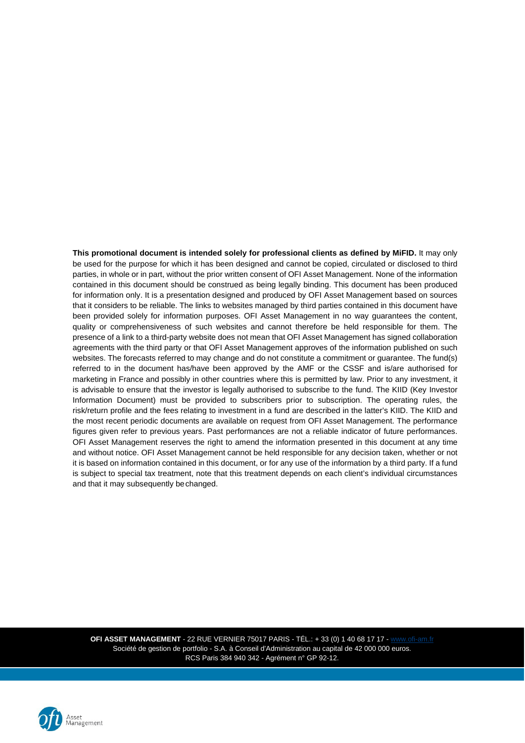**This promotional document is intended solely for professional clients as defined by MiFID.** It may only be used for the purpose for which it has been designed and cannot be copied, circulated or disclosed to third parties, in whole or in part, without the prior written consent of OFI Asset Management. None of the information contained in this document should be construed as being legally binding. This document has been produced for information only. It is a presentation designed and produced by OFI Asset Management based on sources that it considers to be reliable. The links to websites managed by third parties contained in this document have been provided solely for information purposes. OFI Asset Management in no way guarantees the content, quality or comprehensiveness of such websites and cannot therefore be held responsible for them. The presence of a link to a third-party website does not mean that OFI Asset Management has signed collaboration agreements with the third party or that OFI Asset Management approves of the information published on such websites. The forecasts referred to may change and do not constitute a commitment or guarantee. The fund(s) referred to in the document has/have been approved by the AMF or the CSSF and is/are authorised for marketing in France and possibly in other countries where this is permitted by law. Prior to any investment, it is advisable to ensure that the investor is legally authorised to subscribe to the fund. The KIID (Key Investor Information Document) must be provided to subscribers prior to subscription. The operating rules, the risk/return profile and the fees relating to investment in a fund are described in the latter's KIID. The KIID and the most recent periodic documents are available on request from OFI Asset Management. The performance figures given refer to previous years. Past performances are not a reliable indicator of future performances. OFI Asset Management reserves the right to amend the information presented in this document at any time and without notice. OFI Asset Management cannot be held responsible for any decision taken, whether or not it is based on information contained in this document, or for any use of the information by a third party. If a fund is subject to special tax treatment, note that this treatment depends on each client's individual circumstances and that it may subsequently be changed.

**OFI ASSET MANAGEMENT** - 22 RUE VERNIER 75017 PARIS - TÉL.: + 33 (0) 1 40 68 17 17 - www.ofi-am.fr
Société de gestion de portfolio - S.A. à Conseil d'Administration au capital de 42 000 000 euros.
RCS Paris 384 940 342 - Agrément n° GP 92-12.

ofi Asset Management